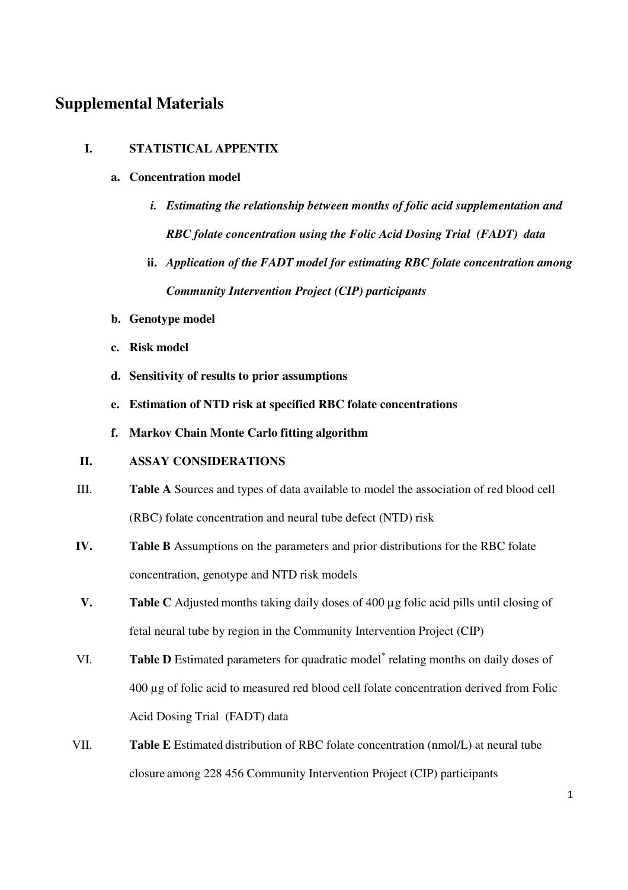# Supplemental Materials

**I. STATISTICAL APPENTIX**

- **a. Concentration model**
  - ***i. Estimating the relationship between months of folic acid supplementation and RBC folate concentration using the Folic Acid Dosing Trial (FADT) data***
  - ***ii. Application of the FADT model for estimating RBC folate concentration among Community Intervention Project (CIP) participants***
- **b. Genotype model**
- **c. Risk model**
- **d. Sensitivity of results to prior assumptions**
- **e. Estimation of NTD risk at specified RBC folate concentrations**
- **f. Markov Chain Monte Carlo fitting algorithm**

**II. ASSAY CONSIDERATIONS**

III. **Table A** Sources and types of data available to model the association of red blood cell (RBC) folate concentration and neural tube defect (NTD) risk

**IV.** **Table B** Assumptions on the parameters and prior distributions for the RBC folate concentration, genotype and NTD risk models

**V.** **Table C** Adjusted months taking daily doses of 400 μg folic acid pills until closing of fetal neural tube by region in the Community Intervention Project (CIP)

VI. **Table D** Estimated parameters for quadratic model* relating months on daily doses of 400 μg of folic acid to measured red blood cell folate concentration derived from Folic Acid Dosing Trial (FADT) data

VII. **Table E** Estimated distribution of RBC folate concentration (nmol/L) at neural tube closure among 228 456 Community Intervention Project (CIP) participants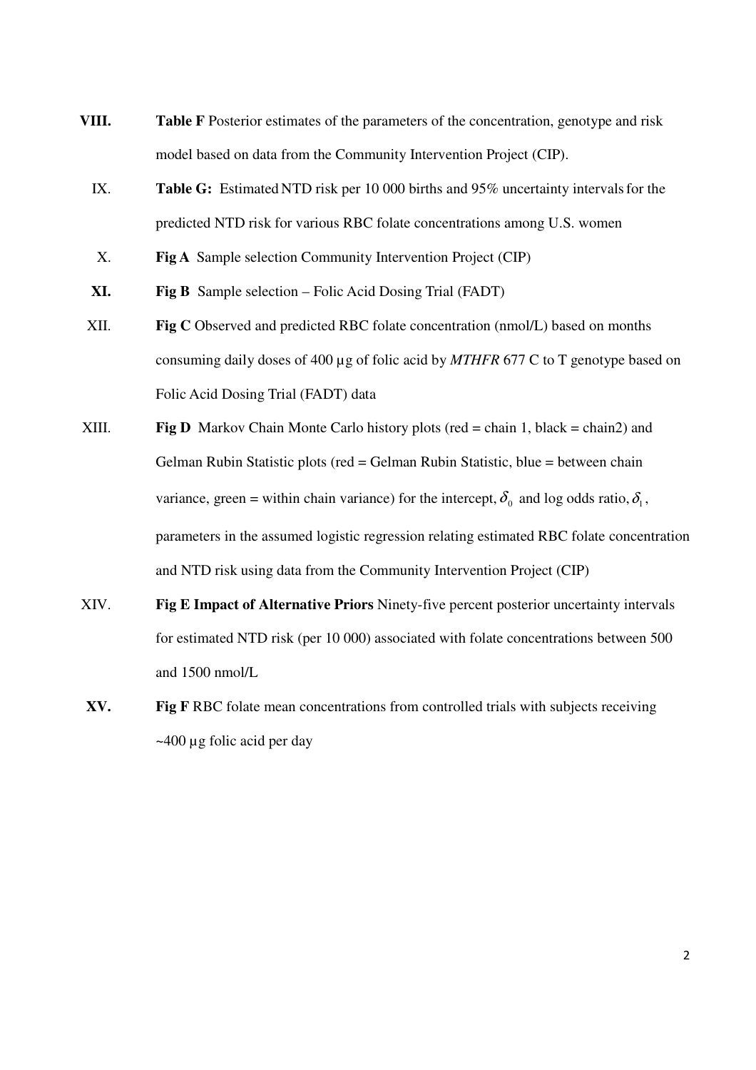VIII. **Table F** Posterior estimates of the parameters of the concentration, genotype and risk model based on data from the Community Intervention Project (CIP).

IX. **Table G:** Estimated NTD risk per 10 000 births and 95% uncertainty intervals for the predicted NTD risk for various RBC folate concentrations among U.S. women

X. **Fig A** Sample selection Community Intervention Project (CIP)

XI. **Fig B** Sample selection – Folic Acid Dosing Trial (FADT)

XII. **Fig C** Observed and predicted RBC folate concentration (nmol/L) based on months consuming daily doses of 400 µg of folic acid by *MTHFR* 677 C to T genotype based on Folic Acid Dosing Trial (FADT) data

XIII. **Fig D** Markov Chain Monte Carlo history plots (red = chain 1, black = chain2) and Gelman Rubin Statistic plots (red = Gelman Rubin Statistic, blue = between chain variance, green = within chain variance) for the intercept, $\delta_0$ and log odds ratio, $\delta_1$, parameters in the assumed logistic regression relating estimated RBC folate concentration and NTD risk using data from the Community Intervention Project (CIP)

XIV. **Fig E Impact of Alternative Priors** Ninety-five percent posterior uncertainty intervals for estimated NTD risk (per 10 000) associated with folate concentrations between 500 and 1500 nmol/L

XV. **Fig F** RBC folate mean concentrations from controlled trials with subjects receiving ~400 µg folic acid per day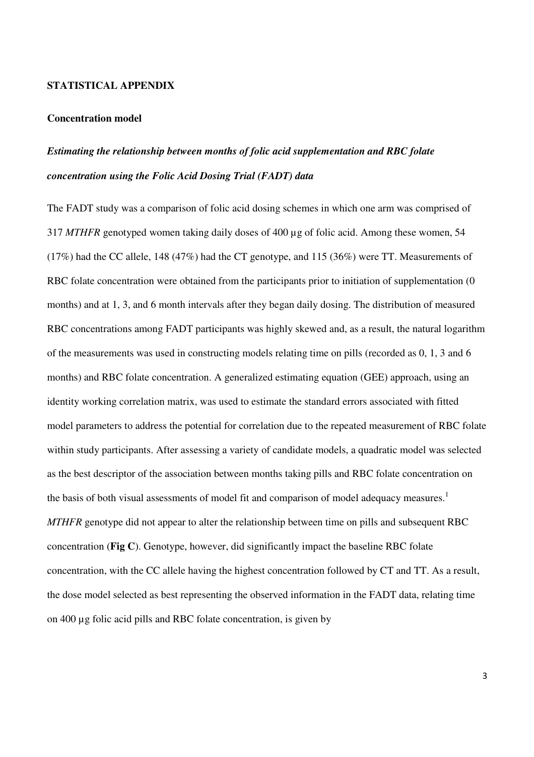**STATISTICAL APPENDIX**

**Concentration model**

***Estimating the relationship between months of folic acid supplementation and RBC folate concentration using the Folic Acid Dosing Trial (FADT) data***

The FADT study was a comparison of folic acid dosing schemes in which one arm was comprised of 317 *MTHFR* genotyped women taking daily doses of 400 µg of folic acid. Among these women, 54 (17%) had the CC allele, 148 (47%) had the CT genotype, and 115 (36%) were TT. Measurements of RBC folate concentration were obtained from the participants prior to initiation of supplementation (0 months) and at 1, 3, and 6 month intervals after they began daily dosing. The distribution of measured RBC concentrations among FADT participants was highly skewed and, as a result, the natural logarithm of the measurements was used in constructing models relating time on pills (recorded as 0, 1, 3 and 6 months) and RBC folate concentration. A generalized estimating equation (GEE) approach, using an identity working correlation matrix, was used to estimate the standard errors associated with fitted model parameters to address the potential for correlation due to the repeated measurement of RBC folate within study participants. After assessing a variety of candidate models, a quadratic model was selected as the best descriptor of the association between months taking pills and RBC folate concentration on the basis of both visual assessments of model fit and comparison of model adequacy measures.[1] *MTHFR* genotype did not appear to alter the relationship between time on pills and subsequent RBC concentration (**Fig C**). Genotype, however, did significantly impact the baseline RBC folate concentration, with the CC allele having the highest concentration followed by CT and TT. As a result, the dose model selected as best representing the observed information in the FADT data, relating time on 400 µg folic acid pills and RBC folate concentration, is given by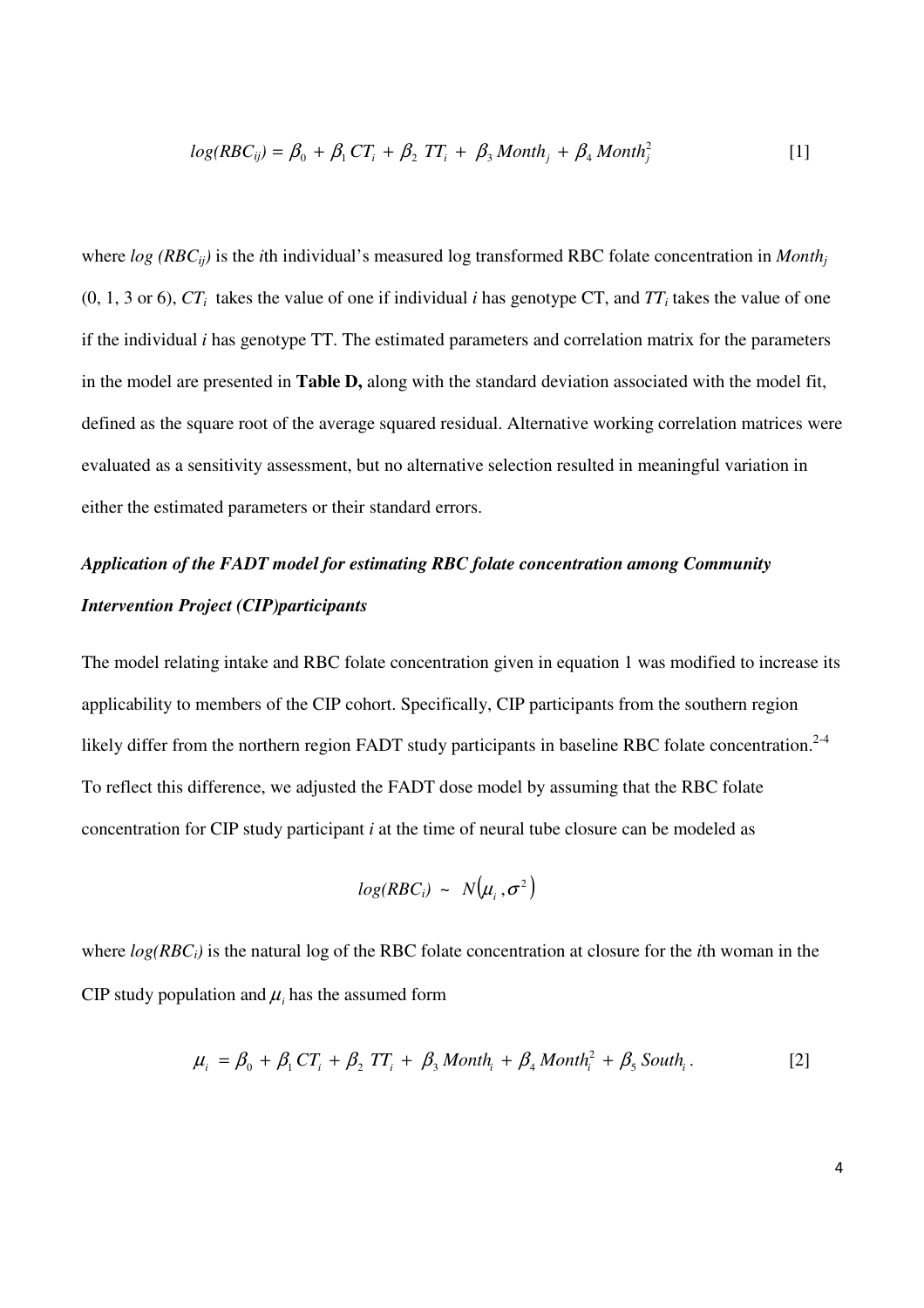$$log(RBC_{ij}) = \beta_0 + \beta_1 CT_i + \beta_2 TT_i + \beta_3 Month_j + \beta_4 Month_j^2 \quad [1]$$

where $log\ (RBC_{ij})$ is the *i*th individual's measured log transformed RBC folate concentration in $Month_j$ (0, 1, 3 or 6), $CT_i$ takes the value of one if individual *i* has genotype CT, and $TT_i$ takes the value of one if the individual *i* has genotype TT. The estimated parameters and correlation matrix for the parameters in the model are presented in **Table D,** along with the standard deviation associated with the model fit, defined as the square root of the average squared residual. Alternative working correlation matrices were evaluated as a sensitivity assessment, but no alternative selection resulted in meaningful variation in either the estimated parameters or their standard errors.

### *Application of the FADT model for estimating RBC folate concentration among Community Intervention Project (CIP)participants*

The model relating intake and RBC folate concentration given in equation 1 was modified to increase its applicability to members of the CIP cohort. Specifically, CIP participants from the southern region likely differ from the northern region FADT study participants in baseline RBC folate concentration.[2-4] To reflect this difference, we adjusted the FADT dose model by assuming that the RBC folate concentration for CIP study participant *i* at the time of neural tube closure can be modeled as

$$log(RBC_i) \sim N(\mu_i, \sigma^2)$$

where $log(RBC_i)$ is the natural log of the RBC folate concentration at closure for the *i*th woman in the CIP study population and $\mu_i$ has the assumed form

$$\mu_i = \beta_0 + \beta_1 CT_i + \beta_2 TT_i + \beta_3 Month_i + \beta_4 Month_i^2 + \beta_5 South_i . \quad [2]$$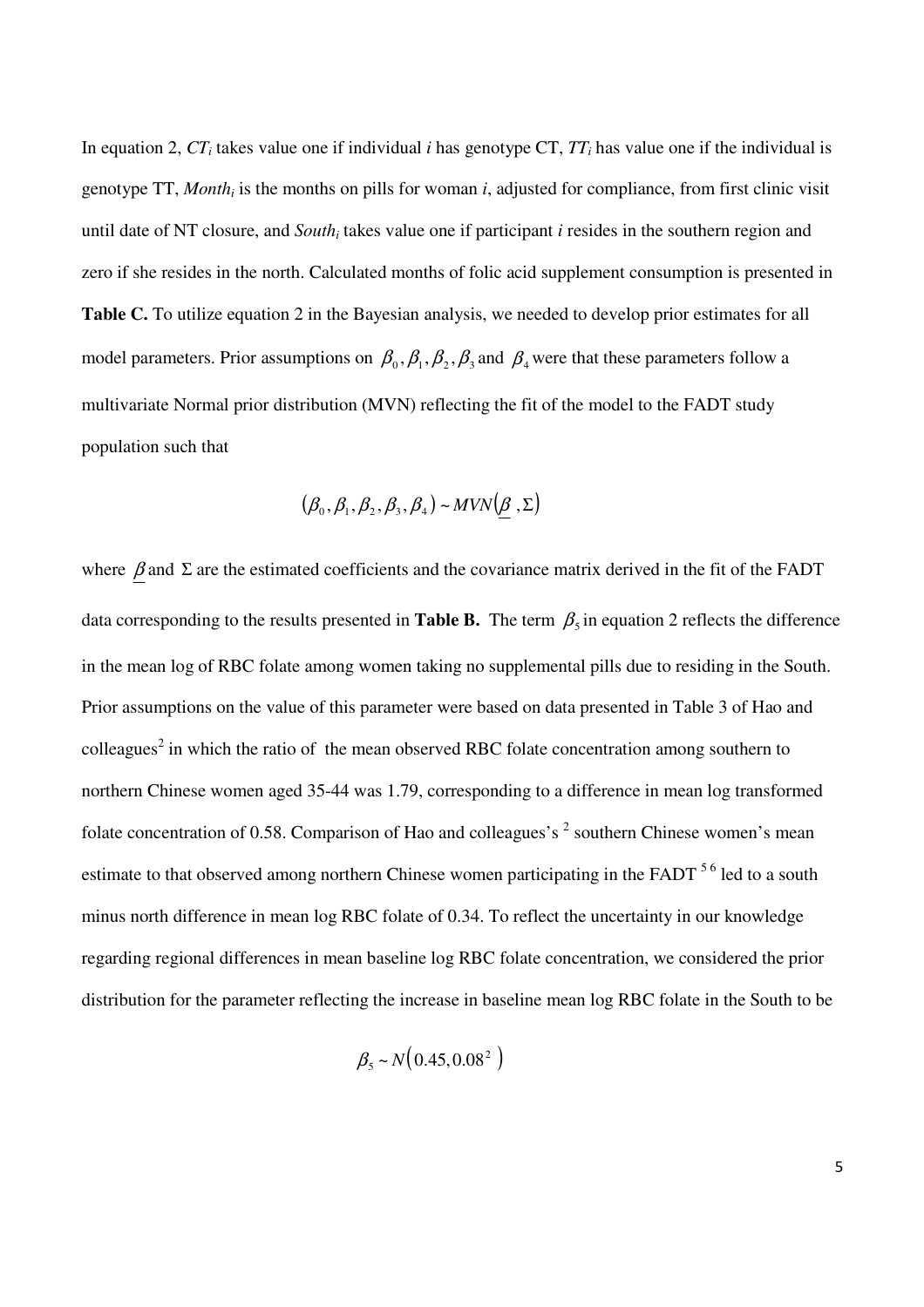In equation 2, $CT_i$ takes value one if individual *i* has genotype CT, $TT_i$ has value one if the individual is genotype TT, $Month_i$ is the months on pills for woman *i*, adjusted for compliance, from first clinic visit until date of NT closure, and $South_i$ takes value one if participant *i* resides in the southern region and zero if she resides in the north. Calculated months of folic acid supplement consumption is presented in **Table C.** To utilize equation 2 in the Bayesian analysis, we needed to develop prior estimates for all model parameters. Prior assumptions on $\beta_0, \beta_1, \beta_2, \beta_3$ and $\beta_4$ were that these parameters follow a multivariate Normal prior distribution (MVN) reflecting the fit of the model to the FADT study population such that

$$(\beta_0, \beta_1, \beta_2, \beta_3, \beta_4) \sim MVN(\underline{\beta}, \Sigma)$$

where $\underline{\beta}$ and $\Sigma$ are the estimated coefficients and the covariance matrix derived in the fit of the FADT data corresponding to the results presented in **Table B.** The term $\beta_5$ in equation 2 reflects the difference in the mean log of RBC folate among women taking no supplemental pills due to residing in the South. Prior assumptions on the value of this parameter were based on data presented in Table 3 of Hao and colleagues[2] in which the ratio of the mean observed RBC folate concentration among southern to northern Chinese women aged 35-44 was 1.79, corresponding to a difference in mean log transformed folate concentration of 0.58. Comparison of Hao and colleagues's [2] southern Chinese women's mean estimate to that observed among northern Chinese women participating in the FADT [5,6] led to a south minus north difference in mean log RBC folate of 0.34. To reflect the uncertainty in our knowledge regarding regional differences in mean baseline log RBC folate concentration, we considered the prior distribution for the parameter reflecting the increase in baseline mean log RBC folate in the South to be

$$\beta_5 \sim N\left(0.45, 0.08^2\right)$$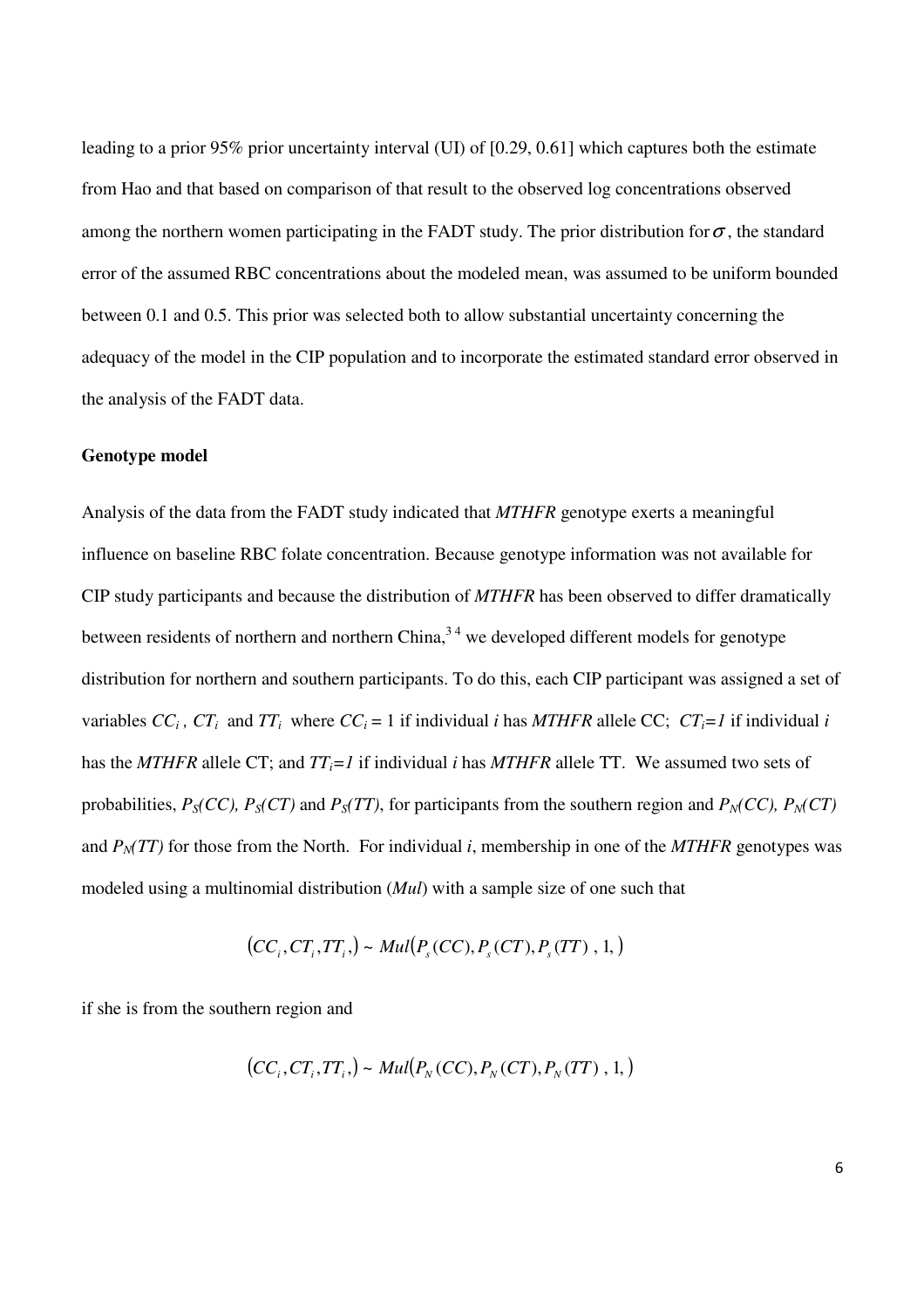leading to a prior 95% prior uncertainty interval (UI) of [0.29, 0.61] which captures both the estimate from Hao and that based on comparison of that result to the observed log concentrations observed among the northern women participating in the FADT study. The prior distribution for $\sigma$, the standard error of the assumed RBC concentrations about the modeled mean, was assumed to be uniform bounded between 0.1 and 0.5. This prior was selected both to allow substantial uncertainty concerning the adequacy of the model in the CIP population and to incorporate the estimated standard error observed in the analysis of the FADT data.

**Genotype model**

Analysis of the data from the FADT study indicated that *MTHFR* genotype exerts a meaningful influence on baseline RBC folate concentration. Because genotype information was not available for CIP study participants and because the distribution of *MTHFR* has been observed to differ dramatically between residents of northern and northern China,[3 4] we developed different models for genotype distribution for northern and southern participants. To do this, each CIP participant was assigned a set of variables $CC_i$, $CT_i$ and $TT_i$ where $CC_i = 1$ if individual *i* has *MTHFR* allele CC; $CT_i=1$ if individual *i* has the *MTHFR* allele CT; and $TT_i=1$ if individual *i* has *MTHFR* allele TT. We assumed two sets of probabilities, $P_S(CC)$, $P_S(CT)$ and $P_S(TT)$, for participants from the southern region and $P_N(CC)$, $P_N(CT)$ and $P_N(TT)$ for those from the North. For individual *i*, membership in one of the *MTHFR* genotypes was modeled using a multinomial distribution (*Mul*) with a sample size of one such that

$$(CC_i, CT_i, TT_i,) \sim Mul(P_s(CC), P_s(CT), P_s(TT)\ , 1,)$$

if she is from the southern region and

$$(CC_i, CT_i, TT_i,) \sim Mul(P_N(CC), P_N(CT), P_N(TT)\ , 1,)$$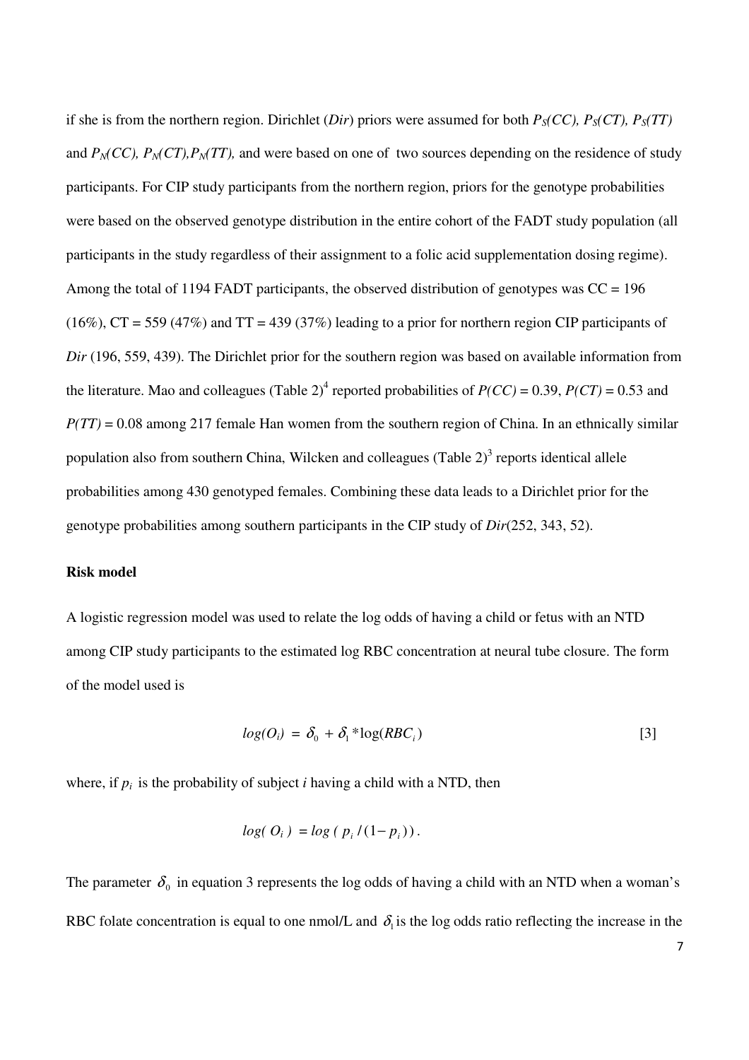if she is from the northern region. Dirichlet (*Dir*) priors were assumed for both $P_S(CC)$, $P_S(CT)$, $P_S(TT)$ and $P_N(CC)$, $P_N(CT)$, $P_N(TT)$, and were based on one of two sources depending on the residence of study participants. For CIP study participants from the northern region, priors for the genotype probabilities were based on the observed genotype distribution in the entire cohort of the FADT study population (all participants in the study regardless of their assignment to a folic acid supplementation dosing regime). Among the total of 1194 FADT participants, the observed distribution of genotypes was CC = 196 (16%), CT = 559 (47%) and TT = 439 (37%) leading to a prior for northern region CIP participants of *Dir* (196, 559, 439). The Dirichlet prior for the southern region was based on available information from the literature. Mao and colleagues (Table 2)[4] reported probabilities of $P(CC) = 0.39$, $P(CT) = 0.53$ and $P(TT) = 0.08$ among 217 female Han women from the southern region of China. In an ethnically similar population also from southern China, Wilcken and colleagues (Table 2)[3] reports identical allele probabilities among 430 genotyped females. Combining these data leads to a Dirichlet prior for the genotype probabilities among southern participants in the CIP study of *Dir*(252, 343, 52).

**Risk model**

A logistic regression model was used to relate the log odds of having a child or fetus with an NTD among CIP study participants to the estimated log RBC concentration at neural tube closure. The form of the model used is

$$log(O_i) = \delta_0 + \delta_1 * \log(RBC_i) \qquad [3]$$

where, if $p_i$ is the probability of subject $i$ having a child with a NTD, then

$$log(O_i) = log(p_i / (1 - p_i)).$$

The parameter $\delta_0$ in equation 3 represents the log odds of having a child with an NTD when a woman's RBC folate concentration is equal to one nmol/L and $\delta_1$ is the log odds ratio reflecting the increase in the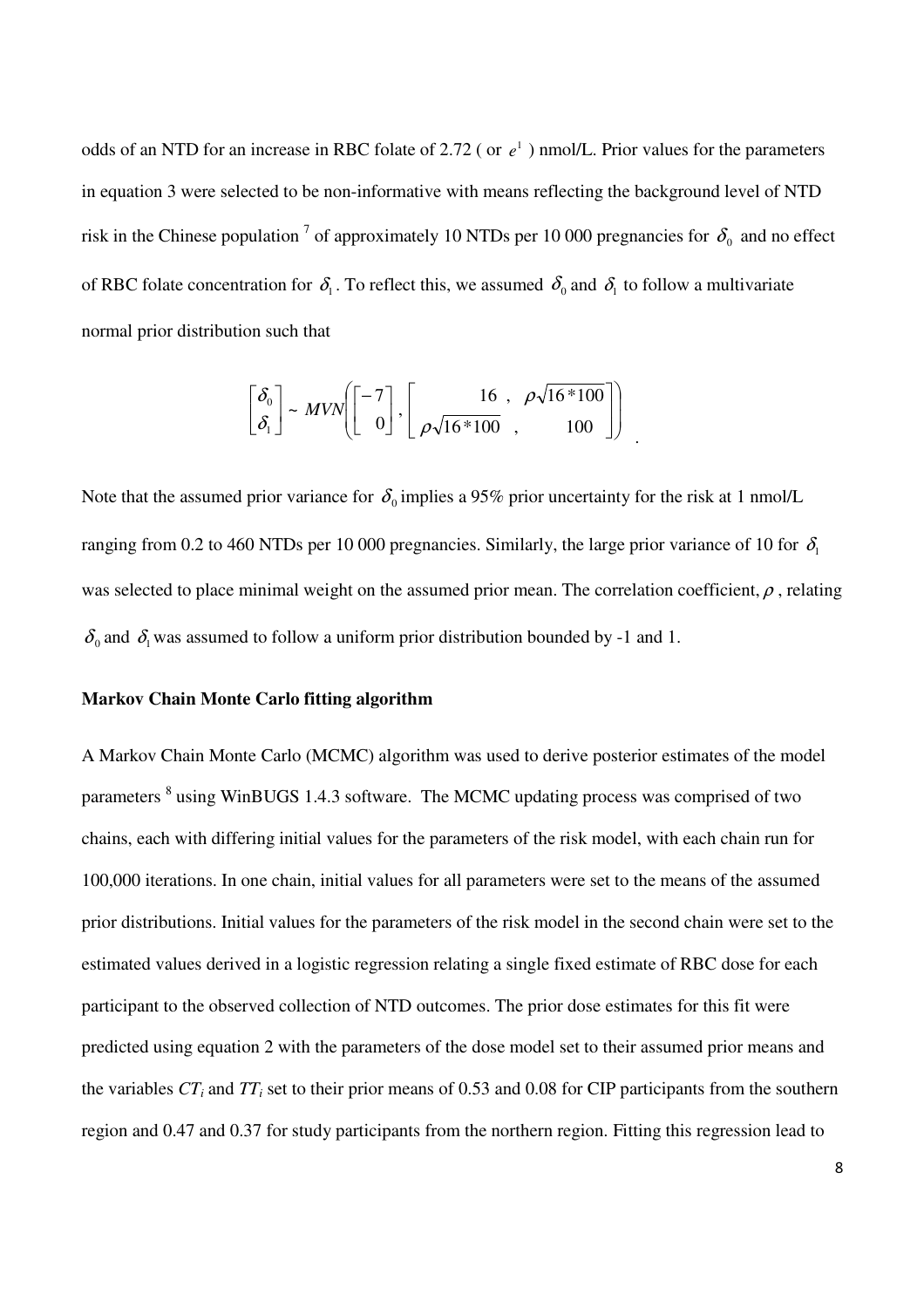odds of an NTD for an increase in RBC folate of 2.72 ( or $e^1$ ) nmol/L. Prior values for the parameters in equation 3 were selected to be non-informative with means reflecting the background level of NTD risk in the Chinese population [7] of approximately 10 NTDs per 10 000 pregnancies for $\delta_0$ and no effect of RBC folate concentration for $\delta_1$. To reflect this, we assumed $\delta_0$ and $\delta_1$ to follow a multivariate normal prior distribution such that

$$\begin{bmatrix} \delta_0 \\ \delta_1 \end{bmatrix} \sim MVN\left( \begin{bmatrix} -7 \\ 0 \end{bmatrix}, \begin{bmatrix} 16\ , & \rho\sqrt{16*100} \\ \rho\sqrt{16*100}\ , & 100 \end{bmatrix} \right).$$

Note that the assumed prior variance for $\delta_0$ implies a 95% prior uncertainty for the risk at 1 nmol/L ranging from 0.2 to 460 NTDs per 10 000 pregnancies. Similarly, the large prior variance of 10 for $\delta_1$ was selected to place minimal weight on the assumed prior mean. The correlation coefficient, $\rho$, relating $\delta_0$ and $\delta_1$ was assumed to follow a uniform prior distribution bounded by -1 and 1.

**Markov Chain Monte Carlo fitting algorithm**

A Markov Chain Monte Carlo (MCMC) algorithm was used to derive posterior estimates of the model parameters [8] using WinBUGS 1.4.3 software. The MCMC updating process was comprised of two chains, each with differing initial values for the parameters of the risk model, with each chain run for 100,000 iterations. In one chain, initial values for all parameters were set to the means of the assumed prior distributions. Initial values for the parameters of the risk model in the second chain were set to the estimated values derived in a logistic regression relating a single fixed estimate of RBC dose for each participant to the observed collection of NTD outcomes. The prior dose estimates for this fit were predicted using equation 2 with the parameters of the dose model set to their assumed prior means and the variables $CT_i$ and $TT_i$ set to their prior means of 0.53 and 0.08 for CIP participants from the southern region and 0.47 and 0.37 for study participants from the northern region. Fitting this regression lead to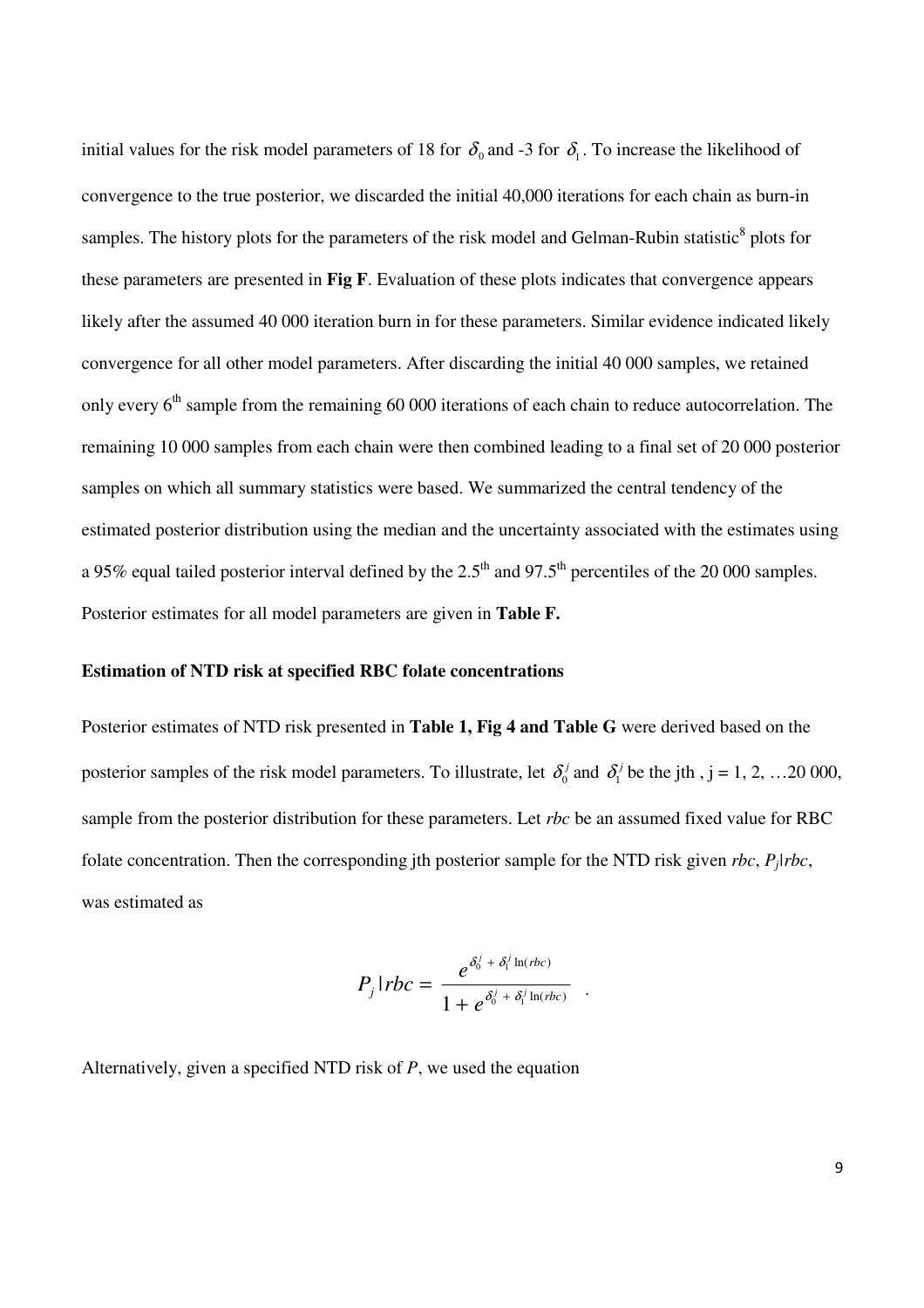initial values for the risk model parameters of 18 for $\delta_0$ and -3 for $\delta_1$. To increase the likelihood of convergence to the true posterior, we discarded the initial 40,000 iterations for each chain as burn-in samples. The history plots for the parameters of the risk model and Gelman-Rubin statistic[8] plots for these parameters are presented in **Fig F**. Evaluation of these plots indicates that convergence appears likely after the assumed 40 000 iteration burn in for these parameters. Similar evidence indicated likely convergence for all other model parameters. After discarding the initial 40 000 samples, we retained only every $6^{th}$ sample from the remaining 60 000 iterations of each chain to reduce autocorrelation. The remaining 10 000 samples from each chain were then combined leading to a final set of 20 000 posterior samples on which all summary statistics were based. We summarized the central tendency of the estimated posterior distribution using the median and the uncertainty associated with the estimates using a 95% equal tailed posterior interval defined by the $2.5^{th}$ and $97.5^{th}$ percentiles of the 20 000 samples. Posterior estimates for all model parameters are given in **Table F.**

**Estimation of NTD risk at specified RBC folate concentrations**

Posterior estimates of NTD risk presented in **Table 1, Fig 4 and Table G** were derived based on the posterior samples of the risk model parameters. To illustrate, let $\delta_0^j$ and $\delta_1^j$ be the jth , j = 1, 2, …20 000, sample from the posterior distribution for these parameters. Let *rbc* be an assumed fixed value for RBC folate concentration. Then the corresponding jth posterior sample for the NTD risk given *rbc*, $P_j|rbc$, was estimated as

$$P_j|rbc = \frac{e^{\delta_0^j + \delta_1^j \ln(rbc)}}{1 + e^{\delta_0^j + \delta_1^j \ln(rbc)}} \quad .$$

Alternatively, given a specified NTD risk of *P*, we used the equation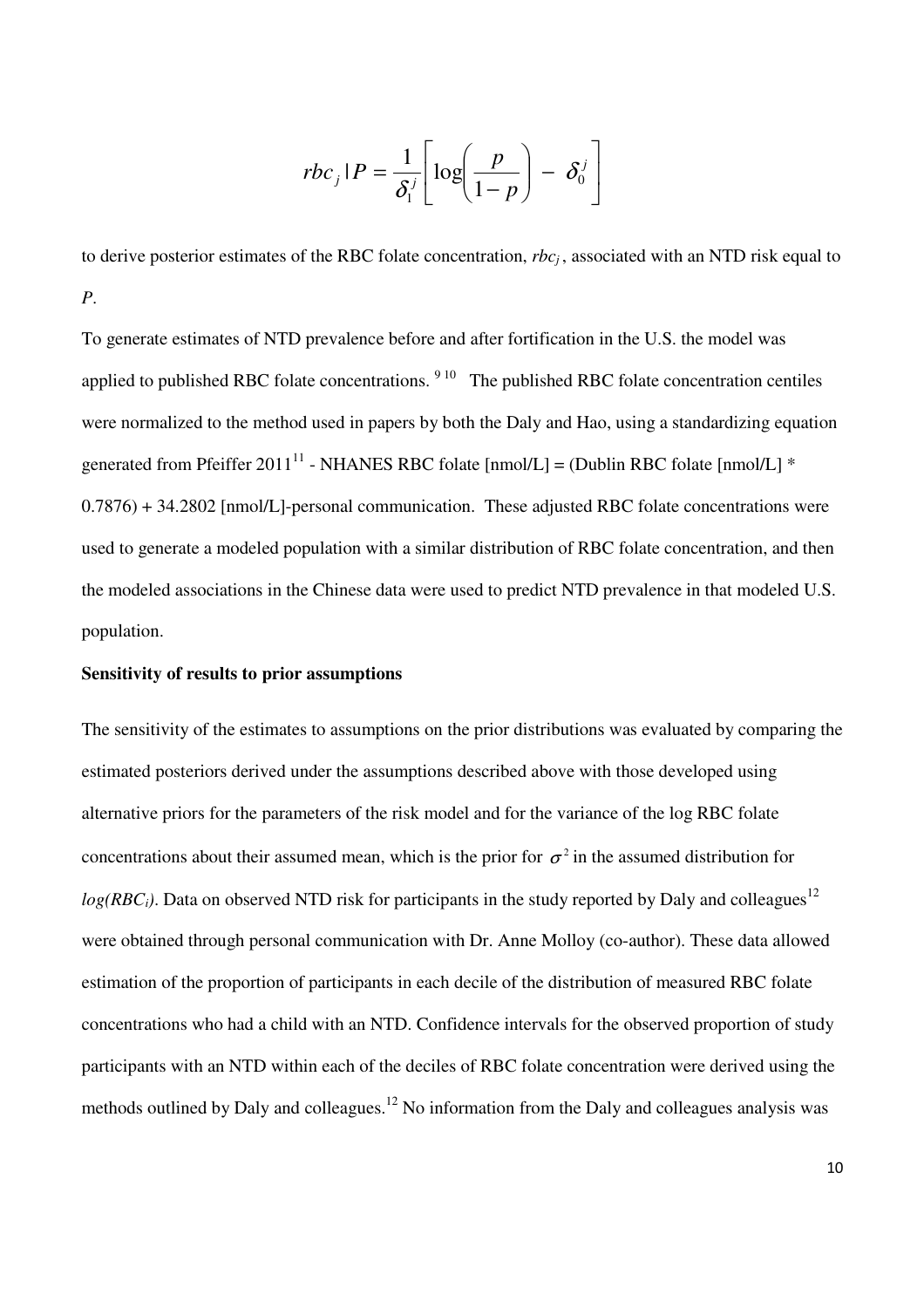$$rbc_j \mid P = \frac{1}{\delta_1^j}\left[\log\left(\frac{p}{1-p}\right) - \delta_0^j\right]$$

to derive posterior estimates of the RBC folate concentration, $rbc_j$, associated with an NTD risk equal to $P$.

To generate estimates of NTD prevalence before and after fortification in the U.S. the model was applied to published RBC folate concentrations.[9,10] The published RBC folate concentration centiles were normalized to the method used in papers by both the Daly and Hao, using a standardizing equation generated from Pfeiffer 2011[11] - NHANES RBC folate [nmol/L] = (Dublin RBC folate [nmol/L] * 0.7876) + 34.2802 [nmol/L]-personal communication. These adjusted RBC folate concentrations were used to generate a modeled population with a similar distribution of RBC folate concentration, and then the modeled associations in the Chinese data were used to predict NTD prevalence in that modeled U.S. population.

**Sensitivity of results to prior assumptions**

The sensitivity of the estimates to assumptions on the prior distributions was evaluated by comparing the estimated posteriors derived under the assumptions described above with those developed using alternative priors for the parameters of the risk model and for the variance of the log RBC folate concentrations about their assumed mean, which is the prior for $\sigma^2$ in the assumed distribution for $log(RBC_i)$. Data on observed NTD risk for participants in the study reported by Daly and colleagues[12] were obtained through personal communication with Dr. Anne Molloy (co-author). These data allowed estimation of the proportion of participants in each decile of the distribution of measured RBC folate concentrations who had a child with an NTD. Confidence intervals for the observed proportion of study participants with an NTD within each of the deciles of RBC folate concentration were derived using the methods outlined by Daly and colleagues.[12] No information from the Daly and colleagues analysis was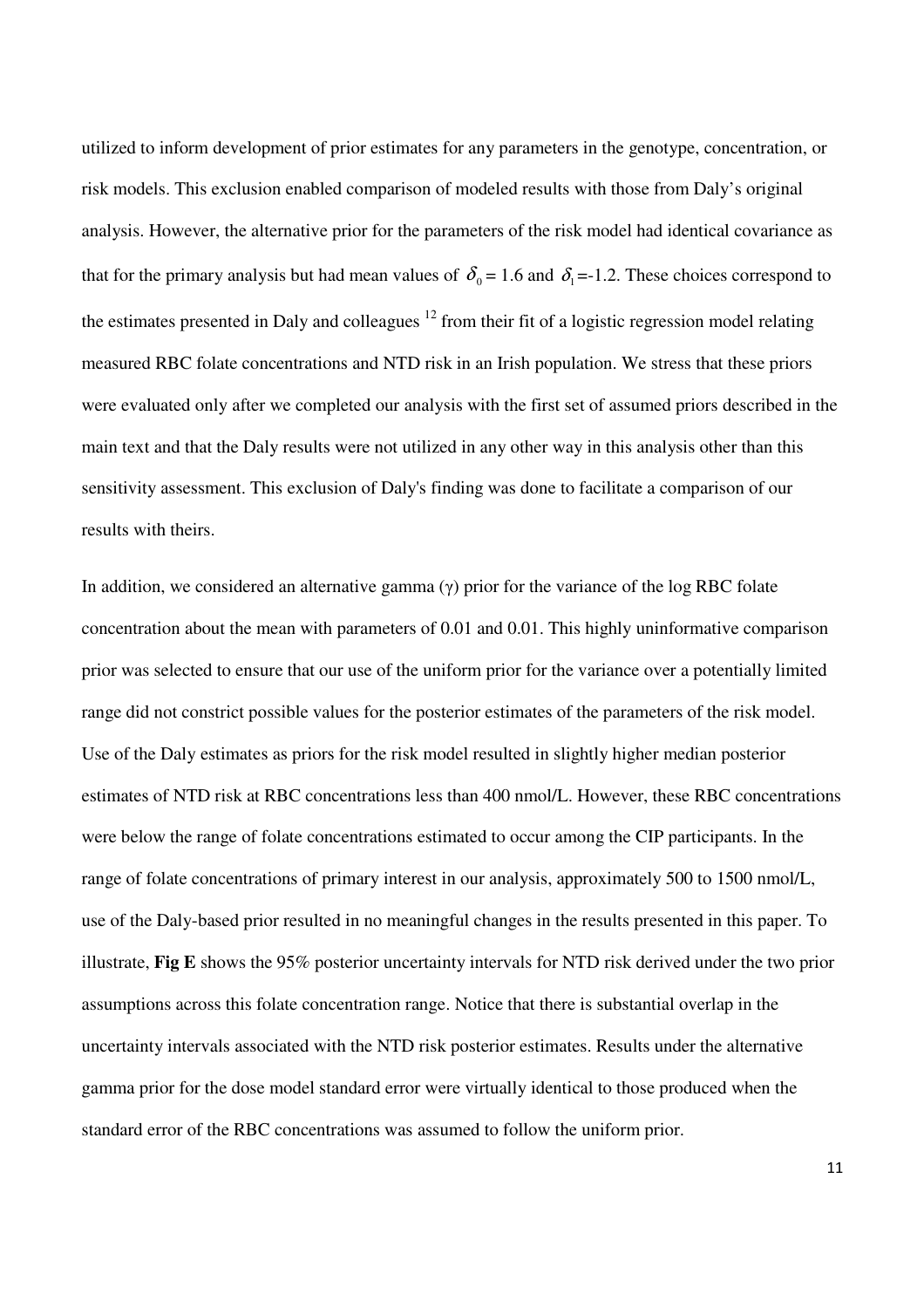utilized to inform development of prior estimates for any parameters in the genotype, concentration, or risk models. This exclusion enabled comparison of modeled results with those from Daly's original analysis. However, the alternative prior for the parameters of the risk model had identical covariance as that for the primary analysis but had mean values of $\delta_0 = 1.6$ and $\delta_1 = -1.2$. These choices correspond to the estimates presented in Daly and colleagues [12] from their fit of a logistic regression model relating measured RBC folate concentrations and NTD risk in an Irish population. We stress that these priors were evaluated only after we completed our analysis with the first set of assumed priors described in the main text and that the Daly results were not utilized in any other way in this analysis other than this sensitivity assessment. This exclusion of Daly's finding was done to facilitate a comparison of our results with theirs.

In addition, we considered an alternative gamma ($\gamma$) prior for the variance of the log RBC folate concentration about the mean with parameters of 0.01 and 0.01. This highly uninformative comparison prior was selected to ensure that our use of the uniform prior for the variance over a potentially limited range did not constrict possible values for the posterior estimates of the parameters of the risk model. Use of the Daly estimates as priors for the risk model resulted in slightly higher median posterior estimates of NTD risk at RBC concentrations less than 400 nmol/L. However, these RBC concentrations were below the range of folate concentrations estimated to occur among the CIP participants. In the range of folate concentrations of primary interest in our analysis, approximately 500 to 1500 nmol/L, use of the Daly-based prior resulted in no meaningful changes in the results presented in this paper. To illustrate, **Fig E** shows the 95% posterior uncertainty intervals for NTD risk derived under the two prior assumptions across this folate concentration range. Notice that there is substantial overlap in the uncertainty intervals associated with the NTD risk posterior estimates. Results under the alternative gamma prior for the dose model standard error were virtually identical to those produced when the standard error of the RBC concentrations was assumed to follow the uniform prior.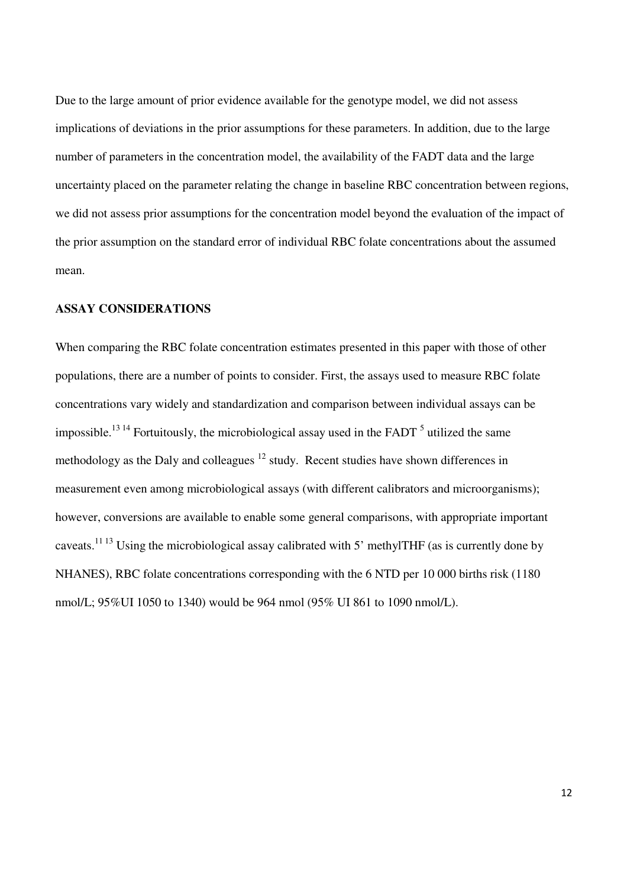Due to the large amount of prior evidence available for the genotype model, we did not assess implications of deviations in the prior assumptions for these parameters. In addition, due to the large number of parameters in the concentration model, the availability of the FADT data and the large uncertainty placed on the parameter relating the change in baseline RBC concentration between regions, we did not assess prior assumptions for the concentration model beyond the evaluation of the impact of the prior assumption on the standard error of individual RBC folate concentrations about the assumed mean.

**ASSAY CONSIDERATIONS**

When comparing the RBC folate concentration estimates presented in this paper with those of other populations, there are a number of points to consider. First, the assays used to measure RBC folate concentrations vary widely and standardization and comparison between individual assays can be impossible.[13 14] Fortuitously, the microbiological assay used in the FADT [5] utilized the same methodology as the Daly and colleagues [12] study. Recent studies have shown differences in measurement even among microbiological assays (with different calibrators and microorganisms); however, conversions are available to enable some general comparisons, with appropriate important caveats.[11 13] Using the microbiological assay calibrated with 5' methylTHF (as is currently done by NHANES), RBC folate concentrations corresponding with the 6 NTD per 10 000 births risk (1180 nmol/L; 95%UI 1050 to 1340) would be 964 nmol (95% UI 861 to 1090 nmol/L).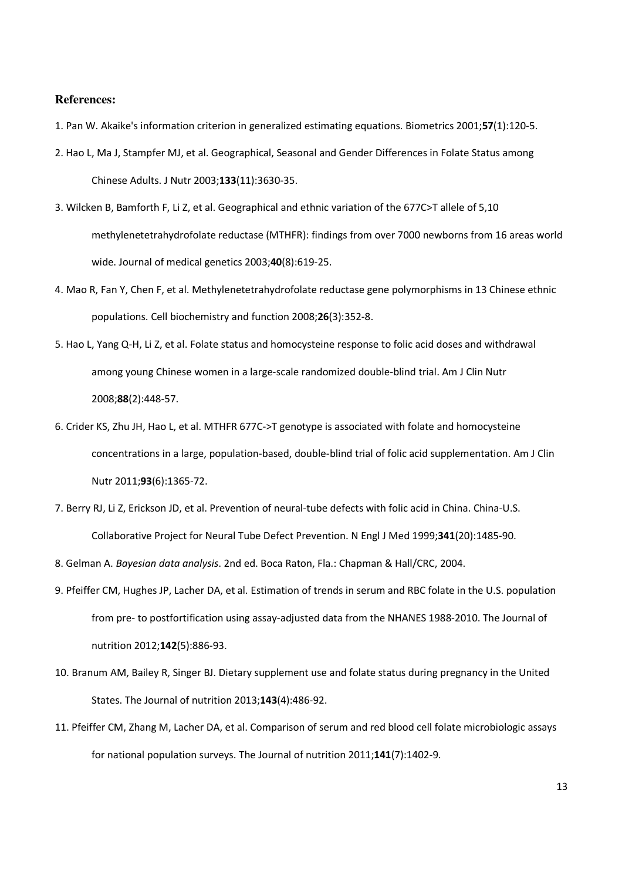**References:**

1. Pan W. Akaike's information criterion in generalized estimating equations. Biometrics 2001;**57**(1):120-5.
2. Hao L, Ma J, Stampfer MJ, et al. Geographical, Seasonal and Gender Differences in Folate Status among Chinese Adults. J Nutr 2003;**133**(11):3630-35.
3. Wilcken B, Bamforth F, Li Z, et al. Geographical and ethnic variation of the 677C>T allele of 5,10 methylenetetrahydrofolate reductase (MTHFR): findings from over 7000 newborns from 16 areas world wide. Journal of medical genetics 2003;**40**(8):619-25.
4. Mao R, Fan Y, Chen F, et al. Methylenetetrahydrofolate reductase gene polymorphisms in 13 Chinese ethnic populations. Cell biochemistry and function 2008;**26**(3):352-8.
5. Hao L, Yang Q-H, Li Z, et al. Folate status and homocysteine response to folic acid doses and withdrawal among young Chinese women in a large-scale randomized double-blind trial. Am J Clin Nutr 2008;**88**(2):448-57.
6. Crider KS, Zhu JH, Hao L, et al. MTHFR 677C->T genotype is associated with folate and homocysteine concentrations in a large, population-based, double-blind trial of folic acid supplementation. Am J Clin Nutr 2011;**93**(6):1365-72.
7. Berry RJ, Li Z, Erickson JD, et al. Prevention of neural-tube defects with folic acid in China. China-U.S. Collaborative Project for Neural Tube Defect Prevention. N Engl J Med 1999;**341**(20):1485-90.
8. Gelman A. *Bayesian data analysis*. 2nd ed. Boca Raton, Fla.: Chapman & Hall/CRC, 2004.
9. Pfeiffer CM, Hughes JP, Lacher DA, et al. Estimation of trends in serum and RBC folate in the U.S. population from pre- to postfortification using assay-adjusted data from the NHANES 1988-2010. The Journal of nutrition 2012;**142**(5):886-93.
10. Branum AM, Bailey R, Singer BJ. Dietary supplement use and folate status during pregnancy in the United States. The Journal of nutrition 2013;**143**(4):486-92.
11. Pfeiffer CM, Zhang M, Lacher DA, et al. Comparison of serum and red blood cell folate microbiologic assays for national population surveys. The Journal of nutrition 2011;**141**(7):1402-9.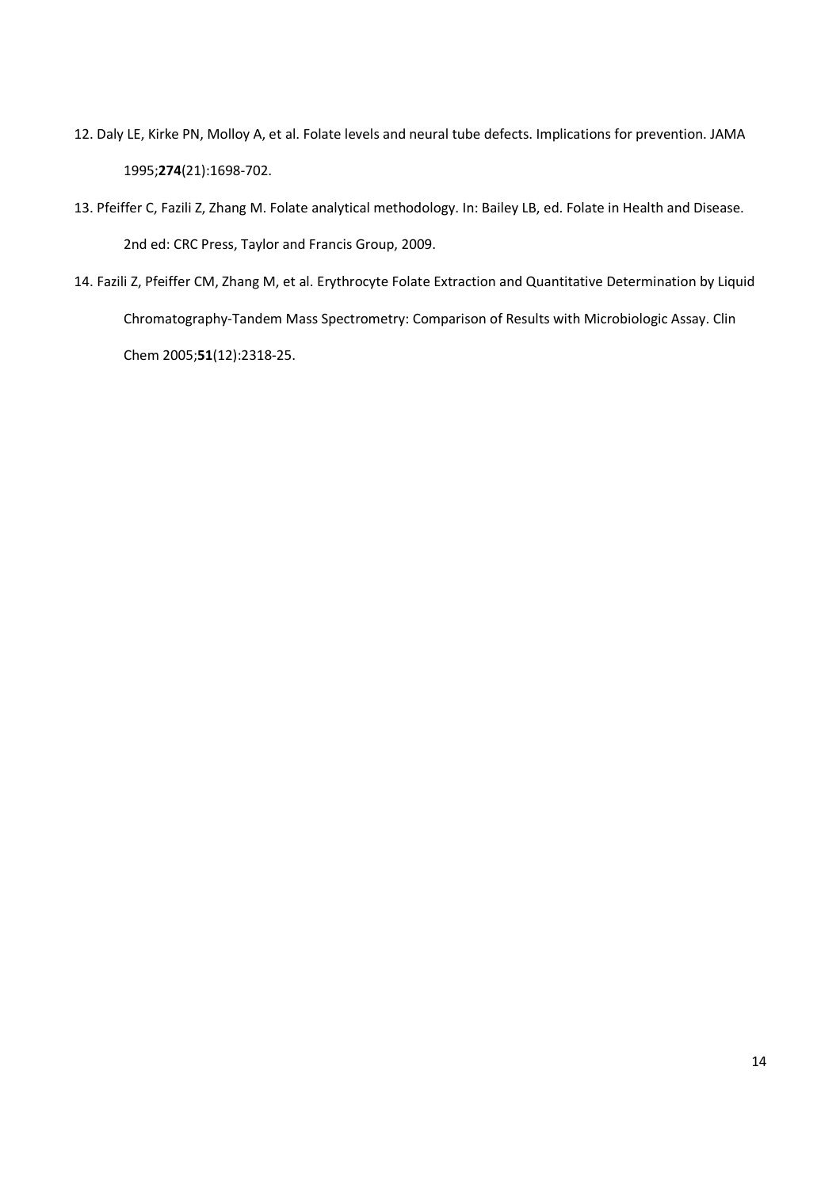12. Daly LE, Kirke PN, Molloy A, et al. Folate levels and neural tube defects. Implications for prevention. JAMA 1995;**274**(21):1698-702.
13. Pfeiffer C, Fazili Z, Zhang M. Folate analytical methodology. In: Bailey LB, ed. Folate in Health and Disease. 2nd ed: CRC Press, Taylor and Francis Group, 2009.
14. Fazili Z, Pfeiffer CM, Zhang M, et al. Erythrocyte Folate Extraction and Quantitative Determination by Liquid Chromatography-Tandem Mass Spectrometry: Comparison of Results with Microbiologic Assay. Clin Chem 2005;**51**(12):2318-25.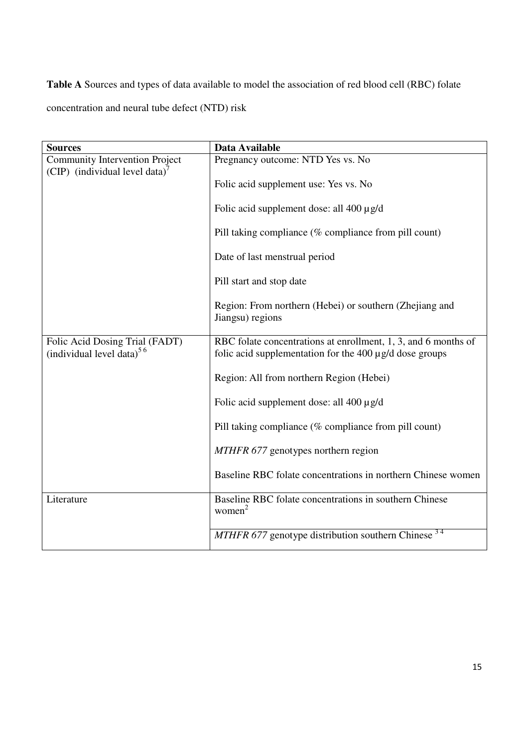**Table A** Sources and types of data available to model the association of red blood cell (RBC) folate concentration and neural tube defect (NTD) risk

| Sources | Data Available |
|---|---|
| Community Intervention Project (CIP) (individual level data)[7] | Pregnancy outcome: NTD Yes vs. No<br><br>Folic acid supplement use: Yes vs. No<br><br>Folic acid supplement dose: all 400 µg/d<br><br>Pill taking compliance (% compliance from pill count)<br><br>Date of last menstrual period<br><br>Pill start and stop date<br><br>Region: From northern (Hebei) or southern (Zhejiang and Jiangsu) regions |
| Folic Acid Dosing Trial (FADT) (individual level data)[5,6] | RBC folate concentrations at enrollment, 1, 3, and 6 months of folic acid supplementation for the 400 µg/d dose groups<br><br>Region: All from northern Region (Hebei)<br><br>Folic acid supplement dose: all 400 µg/d<br><br>Pill taking compliance (% compliance from pill count)<br><br>*MTHFR 677* genotypes northern region<br><br>Baseline RBC folate concentrations in northern Chinese women |
| Literature | Baseline RBC folate concentrations in southern Chinese women[2] |
| | *MTHFR 677* genotype distribution southern Chinese [3,4] |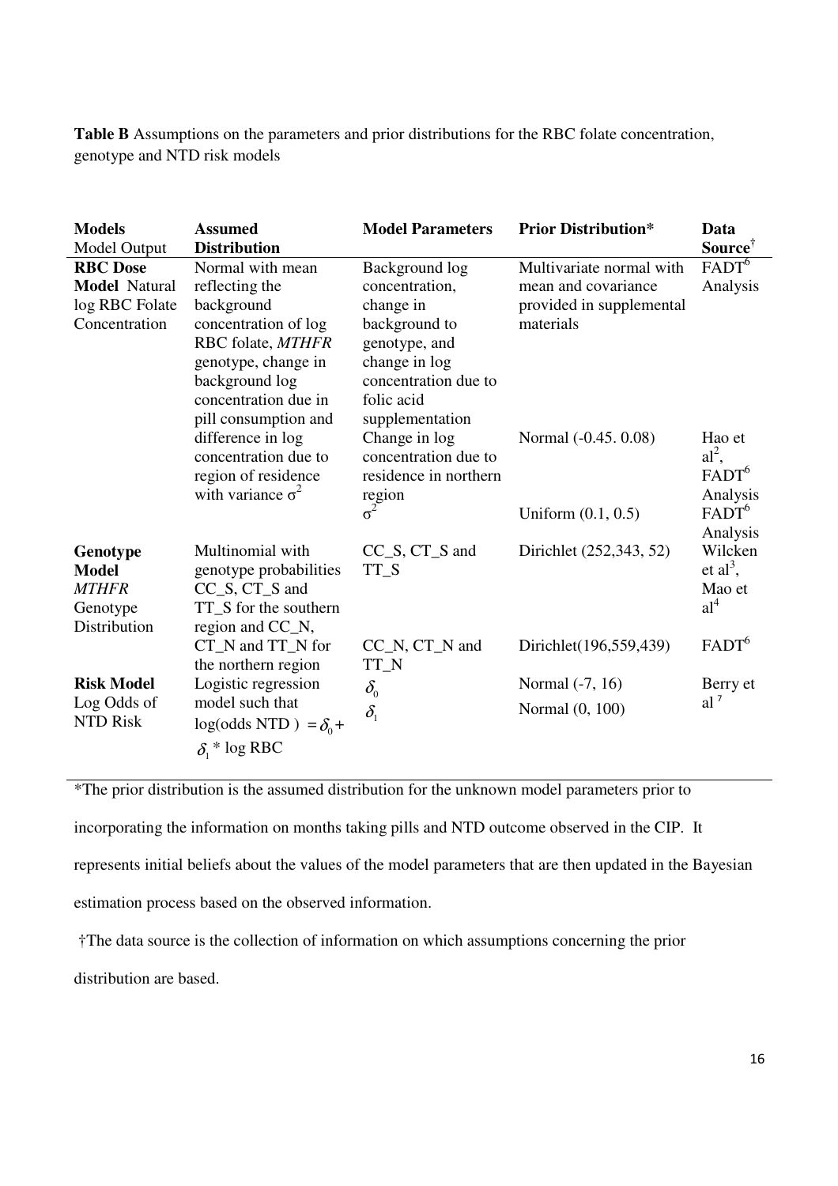**Table B** Assumptions on the parameters and prior distributions for the RBC folate concentration, genotype and NTD risk models

| **Models** Model Output | **Assumed Distribution** | **Model Parameters** | **Prior Distribution*** | **Data Source**† |
|---|---|---|---|---|
| **RBC Dose Model** Natural log RBC Folate Concentration | Normal with mean reflecting the background concentration of log RBC folate, *MTHFR* genotype, change in background log concentration due in pill consumption and difference in log concentration due to region of residence with variance $\sigma^2$ | Background log concentration, change in background to genotype, and change in log concentration due to folic acid supplementation | Multivariate normal with mean and covariance provided in supplemental materials | FADT[6] Analysis |
| | | Change in log concentration due to residence in northern region | Normal (-0.45. 0.08) | Hao et al[2], FADT[6] Analysis |
| | | $\sigma^2$ | Uniform (0.1, 0.5) | FADT[6] Analysis |
| **Genotype Model** *MTHFR* Genotype Distribution | Multinomial with genotype probabilities CC_S, CT_S and TT_S for the southern region and CC_N, CT_N and TT_N for the northern region | CC_S, CT_S and TT_S | Dirichlet (252,343, 52) | Wilcken et al[3], Mao et al[4] |
| | | CC_N, CT_N and TT_N | Dirichlet(196,559,439) | FADT[6] |
| **Risk Model** Log Odds of NTD Risk | Logistic regression model such that log(odds NTD ) $= \delta_0 + \delta_1 *$ log RBC | $\delta_0$ | Normal (-7, 16) | Berry et al [7] |
| | | $\delta_1$ | Normal (0, 100) | |

*The prior distribution is the assumed distribution for the unknown model parameters prior to incorporating the information on months taking pills and NTD outcome observed in the CIP. It represents initial beliefs about the values of the model parameters that are then updated in the Bayesian estimation process based on the observed information.

†The data source is the collection of information on which assumptions concerning the prior distribution are based.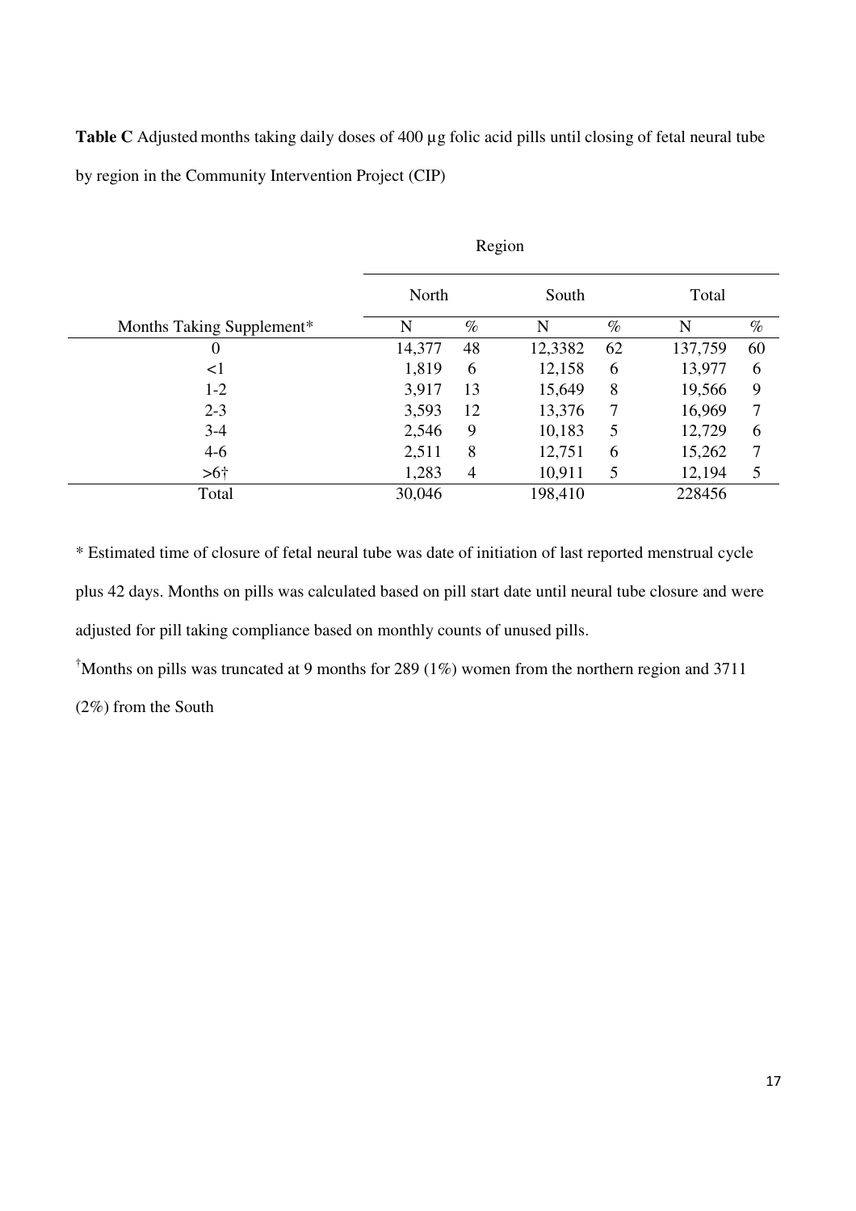**Table C** Adjusted months taking daily doses of 400 μg folic acid pills until closing of fetal neural tube by region in the Community Intervention Project (CIP)

| | Region | | | | | |
|---|---|---|---|---|---|---|
| | North | | South | | Total | |
| Months Taking Supplement* | N | % | N | % | N | % |
| 0 | 14,377 | 48 | 12,3382 | 62 | 137,759 | 60 |
| <1 | 1,819 | 6 | 12,158 | 6 | 13,977 | 6 |
| 1-2 | 3,917 | 13 | 15,649 | 8 | 19,566 | 9 |
| 2-3 | 3,593 | 12 | 13,376 | 7 | 16,969 | 7 |
| 3-4 | 2,546 | 9 | 10,183 | 5 | 12,729 | 6 |
| 4-6 | 2,511 | 8 | 12,751 | 6 | 15,262 | 7 |
| >6† | 1,283 | 4 | 10,911 | 5 | 12,194 | 5 |
| Total | 30,046 | | 198,410 | | 228456 | |

* Estimated time of closure of fetal neural tube was date of initiation of last reported menstrual cycle plus 42 days. Months on pills was calculated based on pill start date until neural tube closure and were adjusted for pill taking compliance based on monthly counts of unused pills.

† Months on pills was truncated at 9 months for 289 (1%) women from the northern region and 3711 (2%) from the South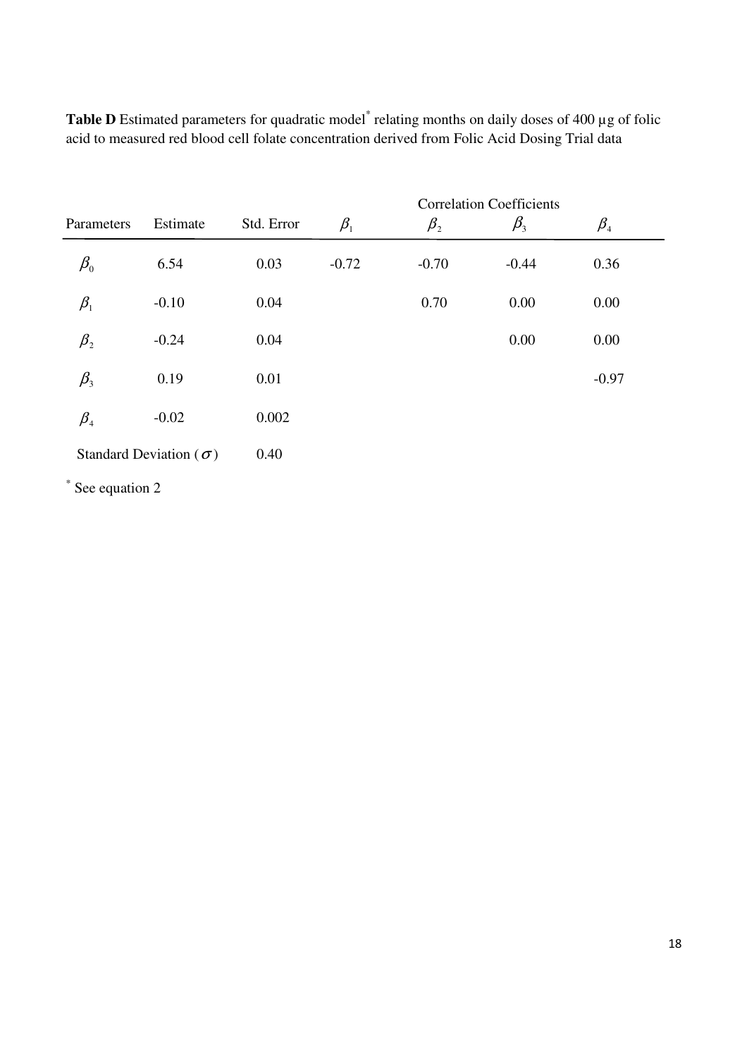**Table D** Estimated parameters for quadratic model* relating months on daily doses of 400 µg of folic acid to measured red blood cell folate concentration derived from Folic Acid Dosing Trial data

| | | | Correlation Coefficients | | | |
|---|---|---|---|---|---|---|
| Parameters | Estimate | Std. Error | $\beta_1$ | $\beta_2$ | $\beta_3$ | $\beta_4$ |
| $\beta_0$ | 6.54 | 0.03 | -0.72 | -0.70 | -0.44 | 0.36 |
| $\beta_1$ | -0.10 | 0.04 | | 0.70 | 0.00 | 0.00 |
| $\beta_2$ | -0.24 | 0.04 | | | 0.00 | 0.00 |
| $\beta_3$ | 0.19 | 0.01 | | | | -0.97 |
| $\beta_4$ | -0.02 | 0.002 | | | | |
| Standard Deviation ($\sigma$) | | 0.40 | | | | |

* See equation 2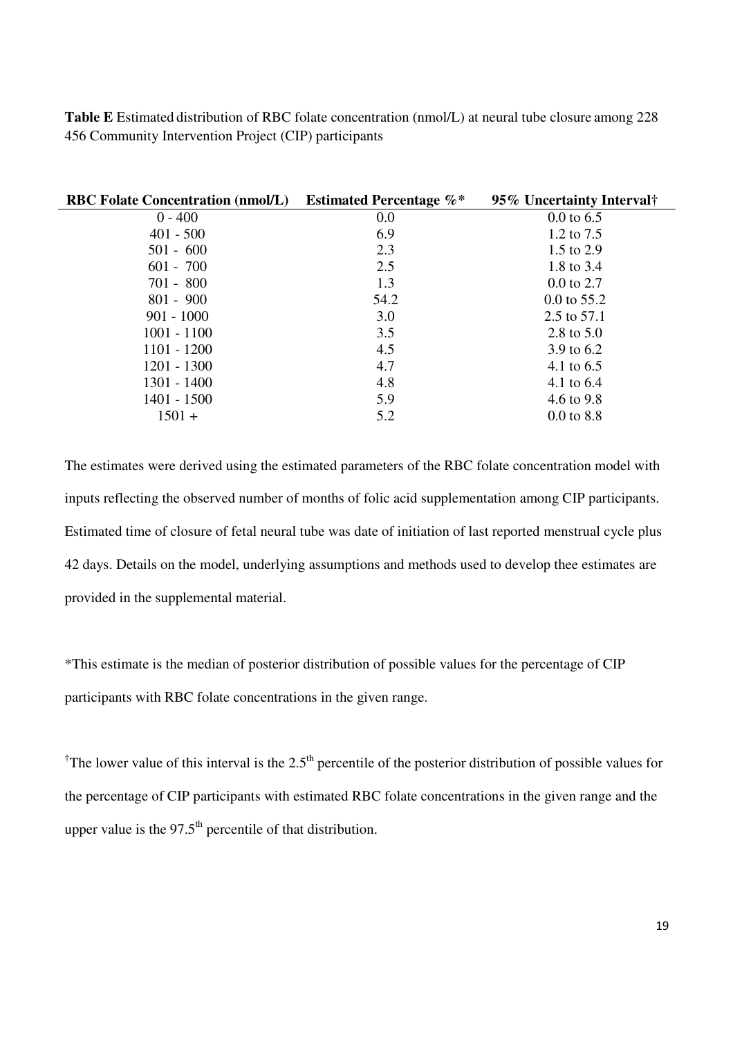**Table E** Estimated distribution of RBC folate concentration (nmol/L) at neural tube closure among 228 456 Community Intervention Project (CIP) participants

| RBC Folate Concentration (nmol/L) | Estimated Percentage %* | 95% Uncertainty Interval† |
|---|---|---|
| 0 - 400 | 0.0 | 0.0 to 6.5 |
| 401 - 500 | 6.9 | 1.2 to 7.5 |
| 501 - 600 | 2.3 | 1.5 to 2.9 |
| 601 - 700 | 2.5 | 1.8 to 3.4 |
| 701 - 800 | 1.3 | 0.0 to 2.7 |
| 801 - 900 | 54.2 | 0.0 to 55.2 |
| 901 - 1000 | 3.0 | 2.5 to 57.1 |
| 1001 - 1100 | 3.5 | 2.8 to 5.0 |
| 1101 - 1200 | 4.5 | 3.9 to 6.2 |
| 1201 - 1300 | 4.7 | 4.1 to 6.5 |
| 1301 - 1400 | 4.8 | 4.1 to 6.4 |
| 1401 - 1500 | 5.9 | 4.6 to 9.8 |
| 1501 + | 5.2 | 0.0 to 8.8 |

The estimates were derived using the estimated parameters of the RBC folate concentration model with inputs reflecting the observed number of months of folic acid supplementation among CIP participants. Estimated time of closure of fetal neural tube was date of initiation of last reported menstrual cycle plus 42 days. Details on the model, underlying assumptions and methods used to develop thee estimates are provided in the supplemental material.

*This estimate is the median of posterior distribution of possible values for the percentage of CIP participants with RBC folate concentrations in the given range.

†The lower value of this interval is the 2.5th percentile of the posterior distribution of possible values for the percentage of CIP participants with estimated RBC folate concentrations in the given range and the upper value is the 97.5th percentile of that distribution.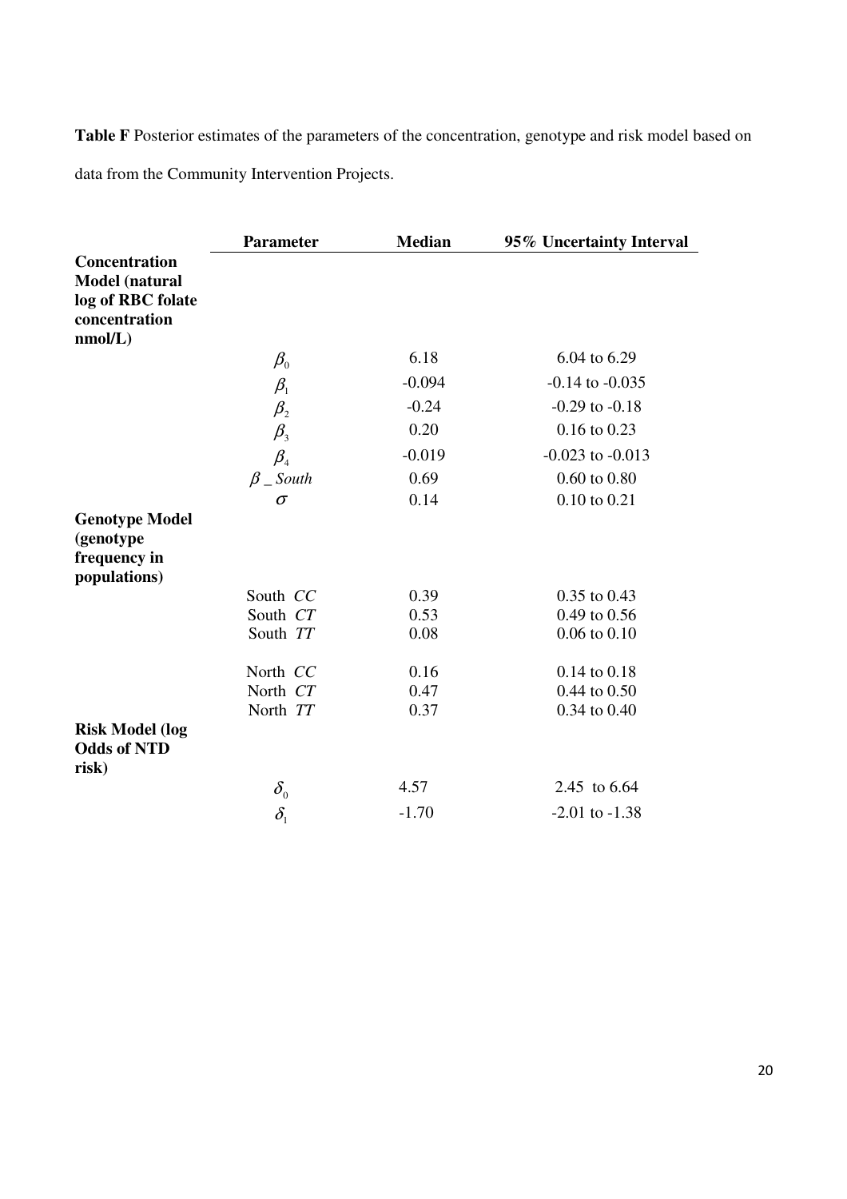**Table F** Posterior estimates of the parameters of the concentration, genotype and risk model based on data from the Community Intervention Projects.

| | Parameter | Median | 95% Uncertainty Interval |
|---|---|---|---|
| **Concentration Model (natural log of RBC folate concentration nmol/L)** | | | |
| | $\beta_0$ | 6.18 | 6.04 to 6.29 |
| | $\beta_1$ | -0.094 | -0.14 to -0.035 |
| | $\beta_2$ | -0.24 | -0.29 to -0.18 |
| | $\beta_3$ | 0.20 | 0.16 to 0.23 |
| | $\beta_4$ | -0.019 | -0.023 to -0.013 |
| | $\beta\_South$ | 0.69 | 0.60 to 0.80 |
| | $\sigma$ | 0.14 | 0.10 to 0.21 |
| **Genotype Model (genotype frequency in populations)** | | | |
| | South *CC* | 0.39 | 0.35 to 0.43 |
| | South *CT* | 0.53 | 0.49 to 0.56 |
| | South *TT* | 0.08 | 0.06 to 0.10 |
| | North *CC* | 0.16 | 0.14 to 0.18 |
| | North *CT* | 0.47 | 0.44 to 0.50 |
| | North *TT* | 0.37 | 0.34 to 0.40 |
| **Risk Model (log Odds of NTD risk)** | | | |
| | $\delta_0$ | 4.57 | 2.45 to 6.64 |
| | $\delta_1$ | -1.70 | -2.01 to -1.38 |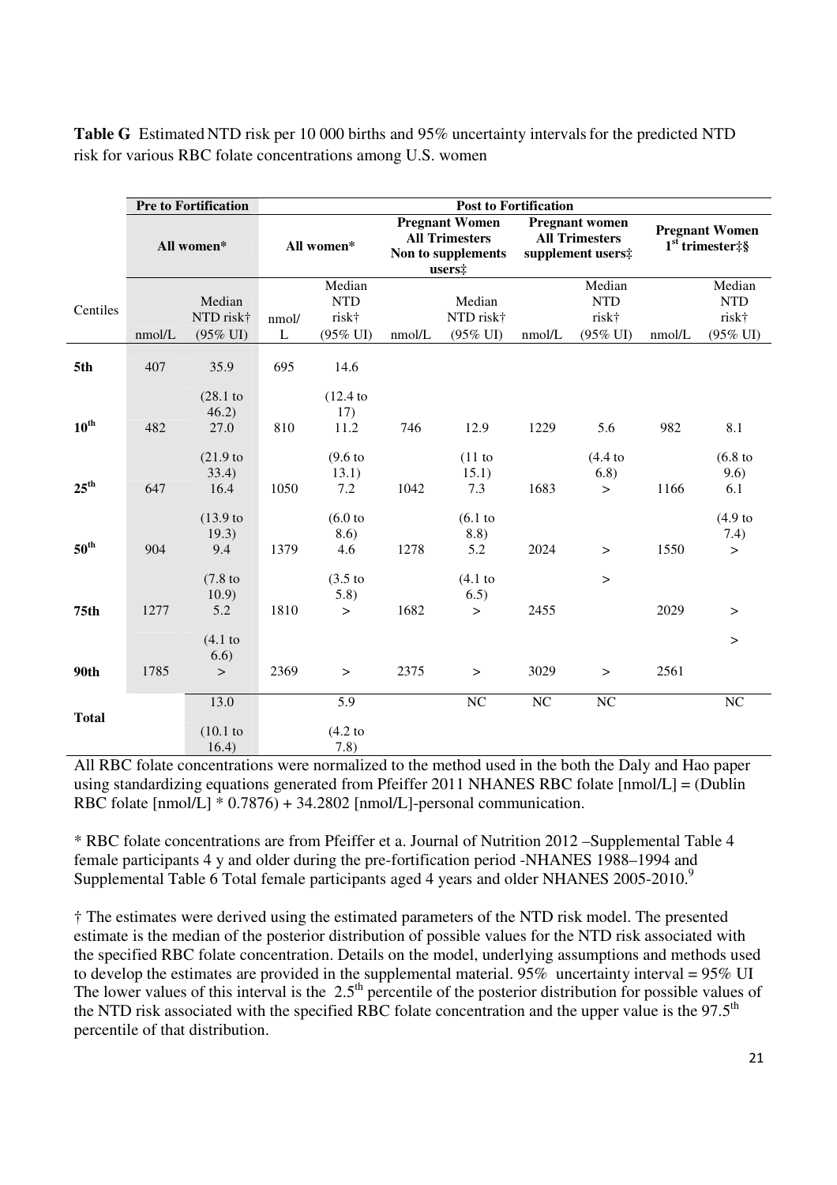**Table G** Estimated NTD risk per 10 000 births and 95% uncertainty intervals for the predicted NTD risk for various RBC folate concentrations among U.S. women

| | Pre to Fortification | | Post to Fortification | | | | | | | |
|---|---|---|---|---|---|---|---|---|---|---|
| | All women* | | All women* | | Pregnant Women All Trimesters Non to supplements users‡ | | Pregnant women All Trimesters supplement users‡ | | Pregnant Women 1st trimester‡§ | |
| Centiles | nmol/L | Median NTD risk† (95% UI) | nmol/L | Median NTD risk† (95% UI) | nmol/L | Median NTD risk† (95% UI) | nmol/L | Median NTD risk† (95% UI) | nmol/L | Median NTD risk† (95% UI) |
| **5th** | 407 | 35.9 (28.1 to 46.2) | 695 | 14.6 (12.4 to 17) | | | | | | |
| **10th** | 482 | 27.0 (21.9 to 33.4) | 810 | 11.2 (9.6 to 13.1) | 746 | 12.9 (11 to 15.1) | 1229 | 5.6 (4.4 to 6.8) | 982 | 8.1 (6.8 to 9.6) |
| **25th** | 647 | 16.4 (13.9 to 19.3) | 1050 | 7.2 (6.0 to 8.6) | 1042 | 7.3 (6.1 to 8.8) | 1683 | > | 1166 | 6.1 (4.9 to 7.4) |
| **50th** | 904 | 9.4 (7.8 to 10.9) | 1379 | 4.6 (3.5 to 5.8) | 1278 | 5.2 (4.1 to 6.5) | 2024 | > | 1550 | > |
| **75th** | 1277 | 5.2 (4.1 to 6.6) | 1810 | > | 1682 | > | 2455 | > | 2029 | > |
| **90th** | 1785 | > | 2369 | > | 2375 | > | 3029 | > | 2561 | > |
| **Total** | | 13.0 (10.1 to 16.4) | | 5.9 (4.2 to 7.8) | | NC | NC | NC | | NC |

All RBC folate concentrations were normalized to the method used in the both the Daly and Hao paper using standardizing equations generated from Pfeiffer 2011 NHANES RBC folate [nmol/L] = (Dublin RBC folate [nmol/L] * 0.7876) + 34.2802 [nmol/L]-personal communication.

* RBC folate concentrations are from Pfeiffer et a. Journal of Nutrition 2012 –Supplemental Table 4 female participants 4 y and older during the pre-fortification period -NHANES 1988–1994 and Supplemental Table 6 Total female participants aged 4 years and older NHANES 2005-2010.[9]

† The estimates were derived using the estimated parameters of the NTD risk model. The presented estimate is the median of the posterior distribution of possible values for the NTD risk associated with the specified RBC folate concentration. Details on the model, underlying assumptions and methods used to develop the estimates are provided in the supplemental material. 95% uncertainty interval = 95% UI The lower values of this interval is the 2.5th percentile of the posterior distribution for possible values of the NTD risk associated with the specified RBC folate concentration and the upper value is the 97.5th percentile of that distribution.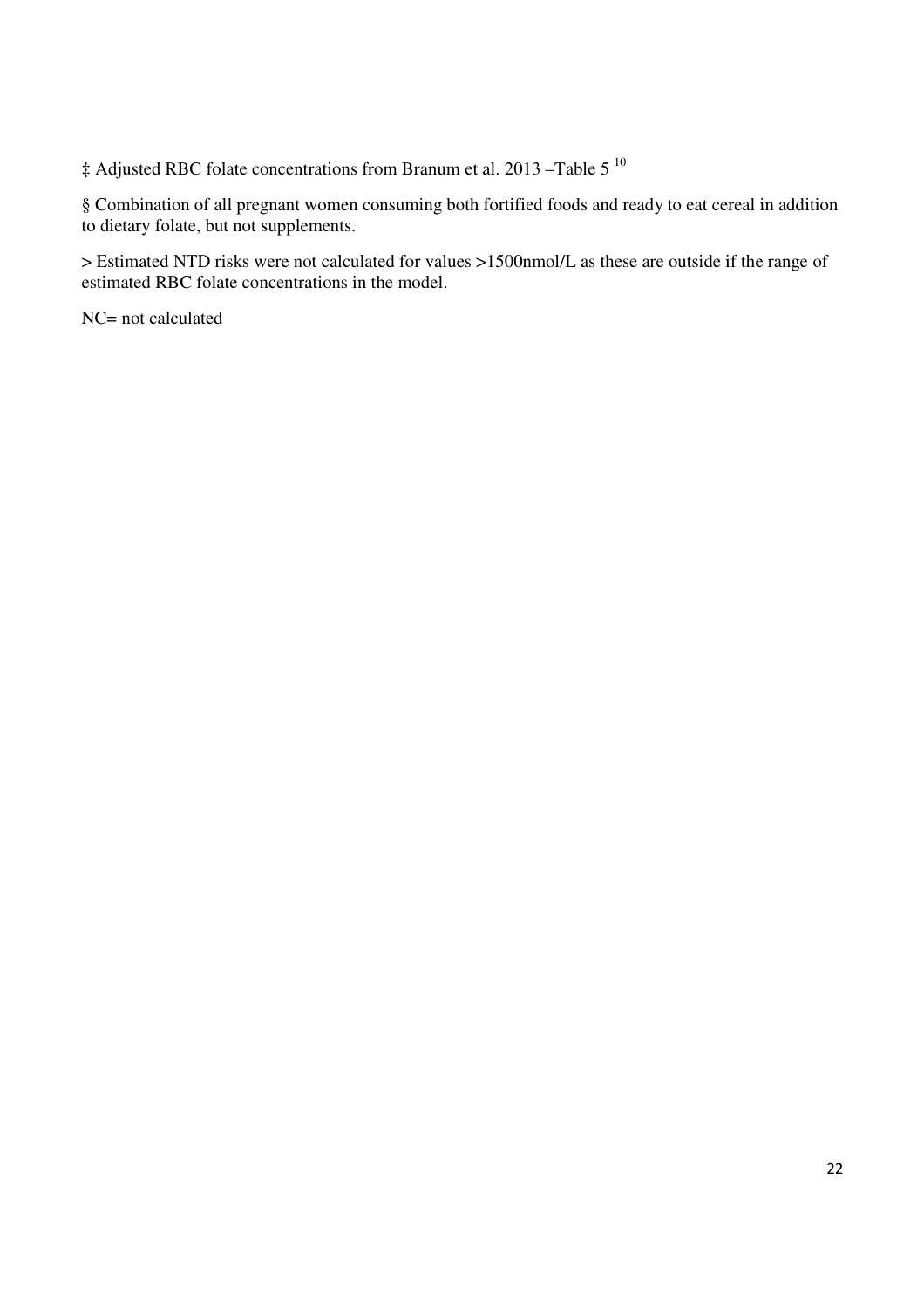‡ Adjusted RBC folate concentrations from Branum et al. 2013 –Table 5 [10]

§ Combination of all pregnant women consuming both fortified foods and ready to eat cereal in addition to dietary folate, but not supplements.

> Estimated NTD risks were not calculated for values >1500nmol/L as these are outside if the range of estimated RBC folate concentrations in the model.

NC= not calculated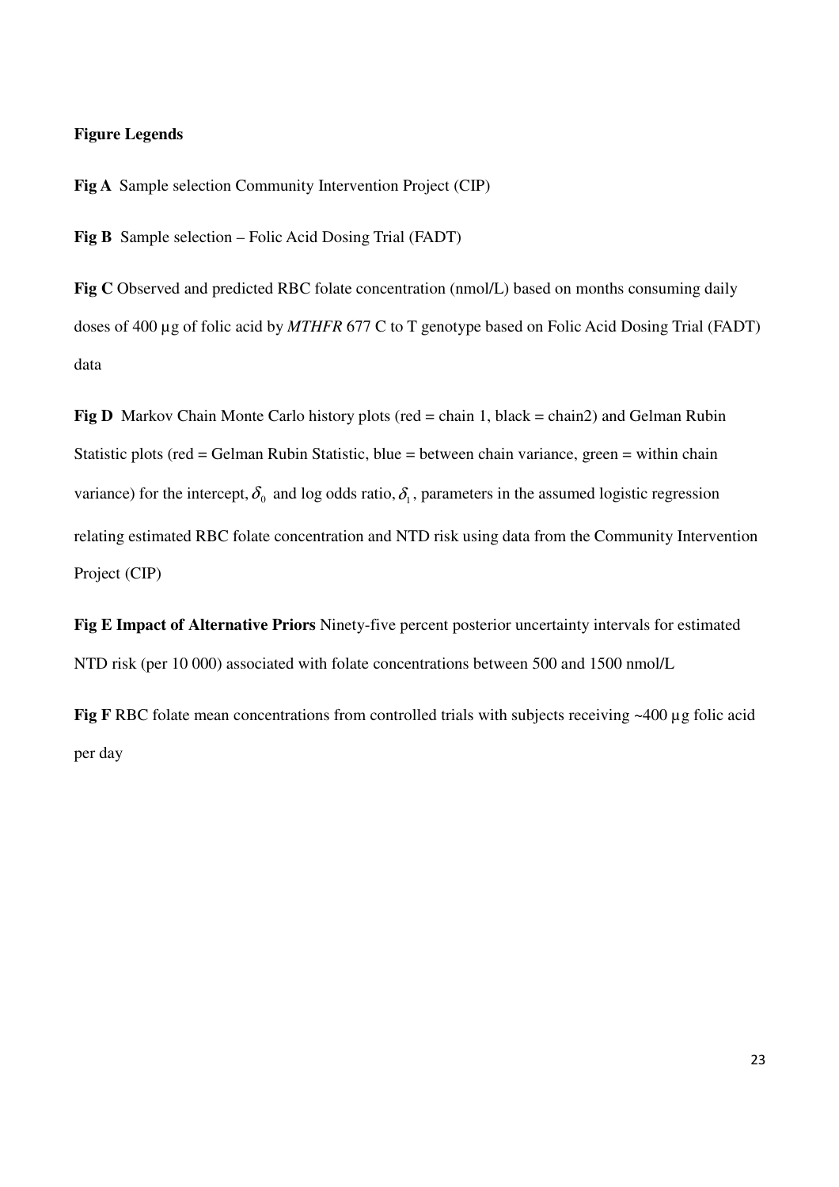**Figure Legends**

**Fig A** Sample selection Community Intervention Project (CIP)

**Fig B** Sample selection – Folic Acid Dosing Trial (FADT)

**Fig C** Observed and predicted RBC folate concentration (nmol/L) based on months consuming daily doses of 400 µg of folic acid by *MTHFR* 677 C to T genotype based on Folic Acid Dosing Trial (FADT) data

**Fig D** Markov Chain Monte Carlo history plots (red = chain 1, black = chain2) and Gelman Rubin Statistic plots (red = Gelman Rubin Statistic, blue = between chain variance, green = within chain variance) for the intercept, $\delta_0$ and log odds ratio, $\delta_1$, parameters in the assumed logistic regression relating estimated RBC folate concentration and NTD risk using data from the Community Intervention Project (CIP)

**Fig E Impact of Alternative Priors** Ninety-five percent posterior uncertainty intervals for estimated NTD risk (per 10 000) associated with folate concentrations between 500 and 1500 nmol/L

**Fig F** RBC folate mean concentrations from controlled trials with subjects receiving ~400 µg folic acid per day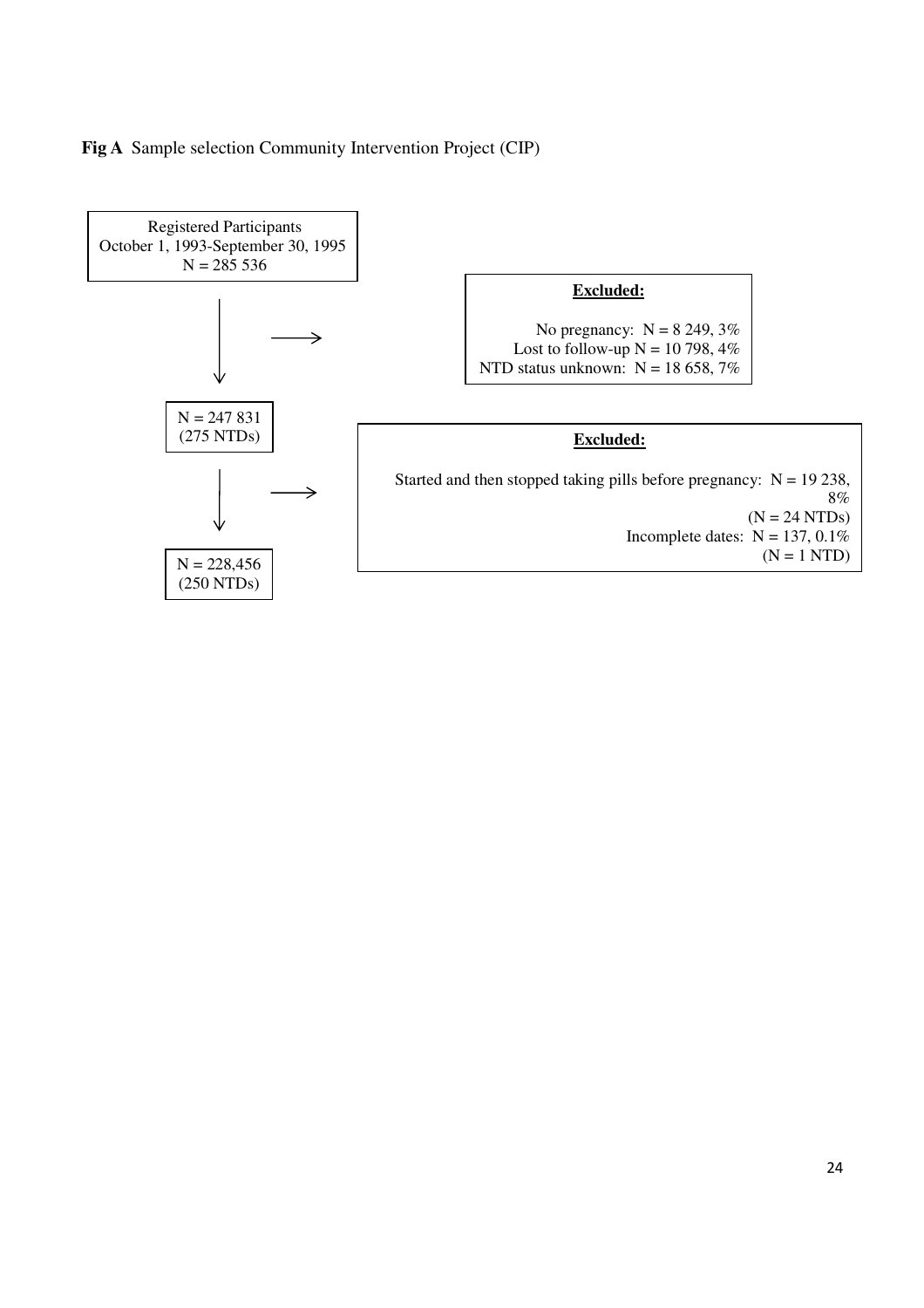**Fig A** Sample selection Community Intervention Project (CIP)

Registered Participants
October 1, 1993-September 30, 1995
N = 285 536

↓ → **Excluded:**

No pregnancy: N = 8 249, 3%
Lost to follow-up N = 10 798, 4%
NTD status unknown: N = 18 658, 7%

N = 247 831
(275 NTDs)

↓ → **Excluded:**

Started and then stopped taking pills before pregnancy: N = 19 238, 8%
(N = 24 NTDs)
Incomplete dates: N = 137, 0.1%
(N = 1 NTD)

N = 228,456
(250 NTDs)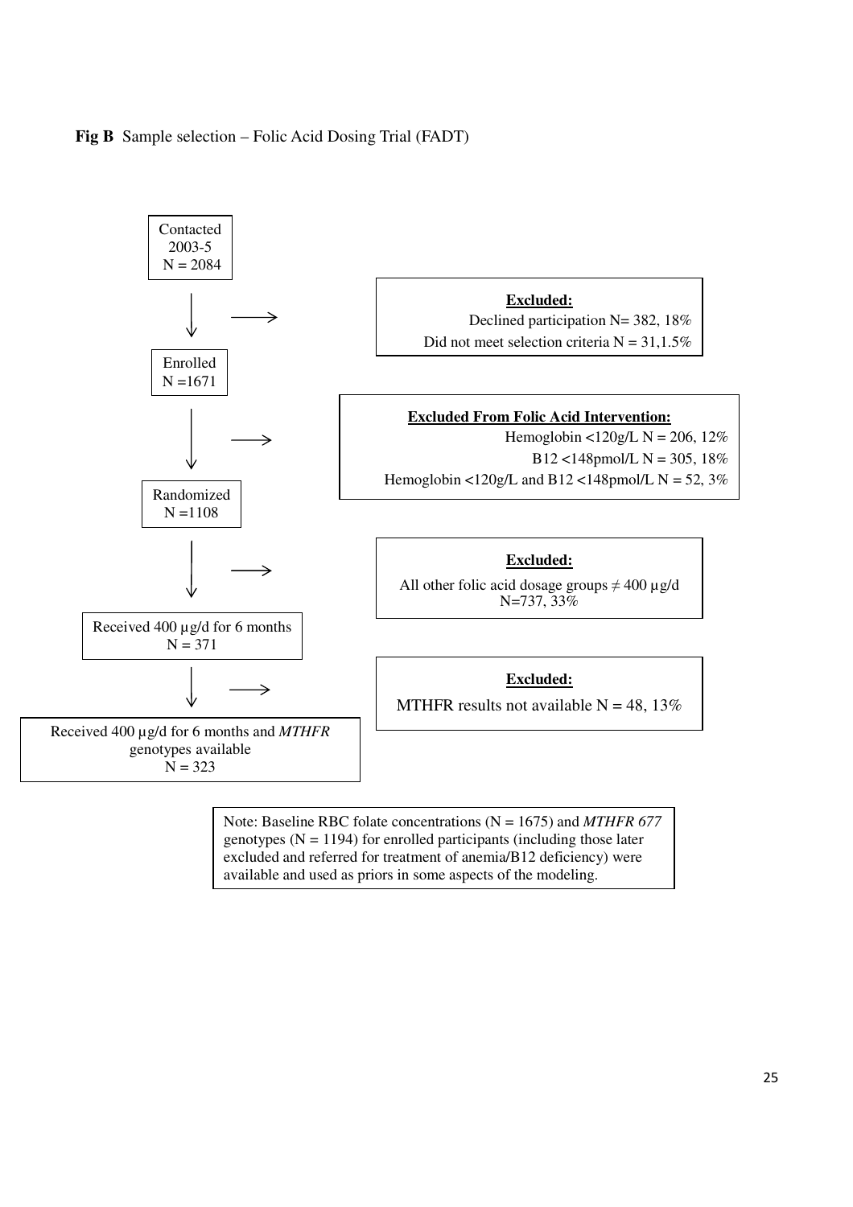**Fig B** Sample selection – Folic Acid Dosing Trial (FADT)

Contacted 2003-5
N = 2084

**Excluded:**
Declined participation N= 382, 18%
Did not meet selection criteria N = 31,1.5%

Enrolled
N =1671

**Excluded From Folic Acid Intervention:**
Hemoglobin <120g/L N = 206, 12%
B12 <148pmol/L N = 305, 18%
Hemoglobin <120g/L and B12 <148pmol/L N = 52, 3%

Randomized
N =1108

**Excluded:**
All other folic acid dosage groups ≠ 400 µg/d
N=737, 33%

Received 400 µg/d for 6 months
N = 371

**Excluded:**
MTHFR results not available N = 48, 13%

Received 400 µg/d for 6 months and *MTHFR* genotypes available
N = 323

Note: Baseline RBC folate concentrations (N = 1675) and *MTHFR 677* genotypes (N = 1194) for enrolled participants (including those later excluded and referred for treatment of anemia/B12 deficiency) were available and used as priors in some aspects of the modeling.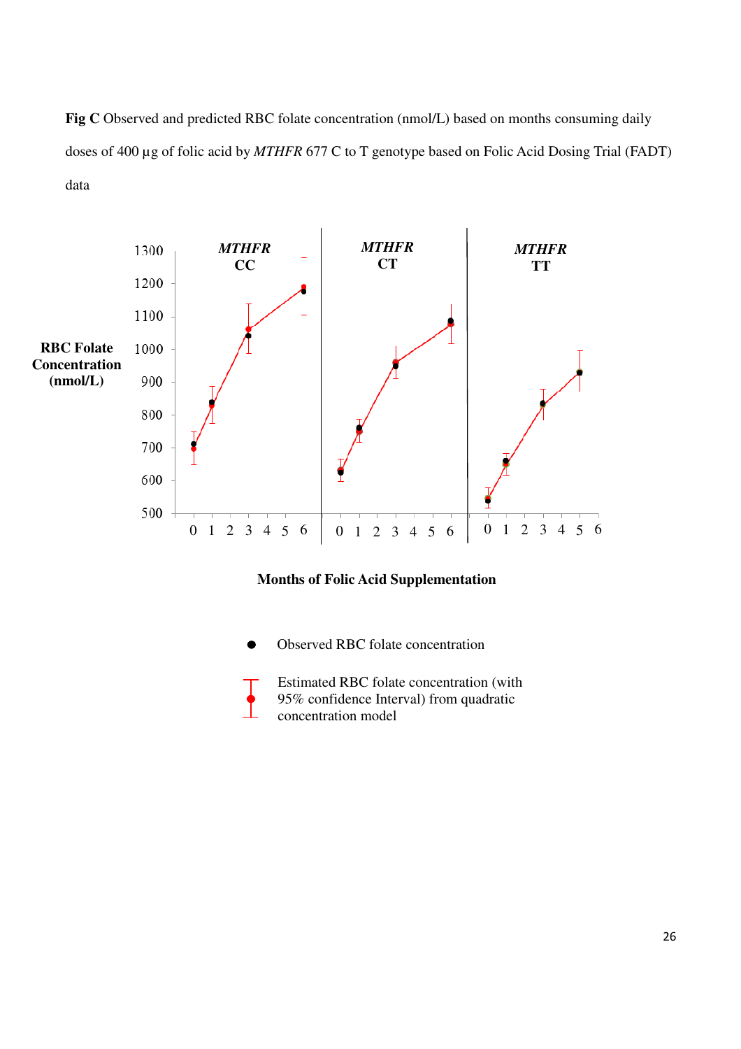**Fig C** Observed and predicted RBC folate concentration (nmol/L) based on months consuming daily doses of 400 µg of folic acid by *MTHFR* 677 C to T genotype based on Folic Acid Dosing Trial (FADT) data

*MTHFR* CC

*MTHFR* CT

*MTHFR* TT

RBC Folate Concentration (nmol/L)

Months of Folic Acid Supplementation

Observed RBC folate concentration

Estimated RBC folate concentration (with 95% confidence Interval) from quadratic concentration model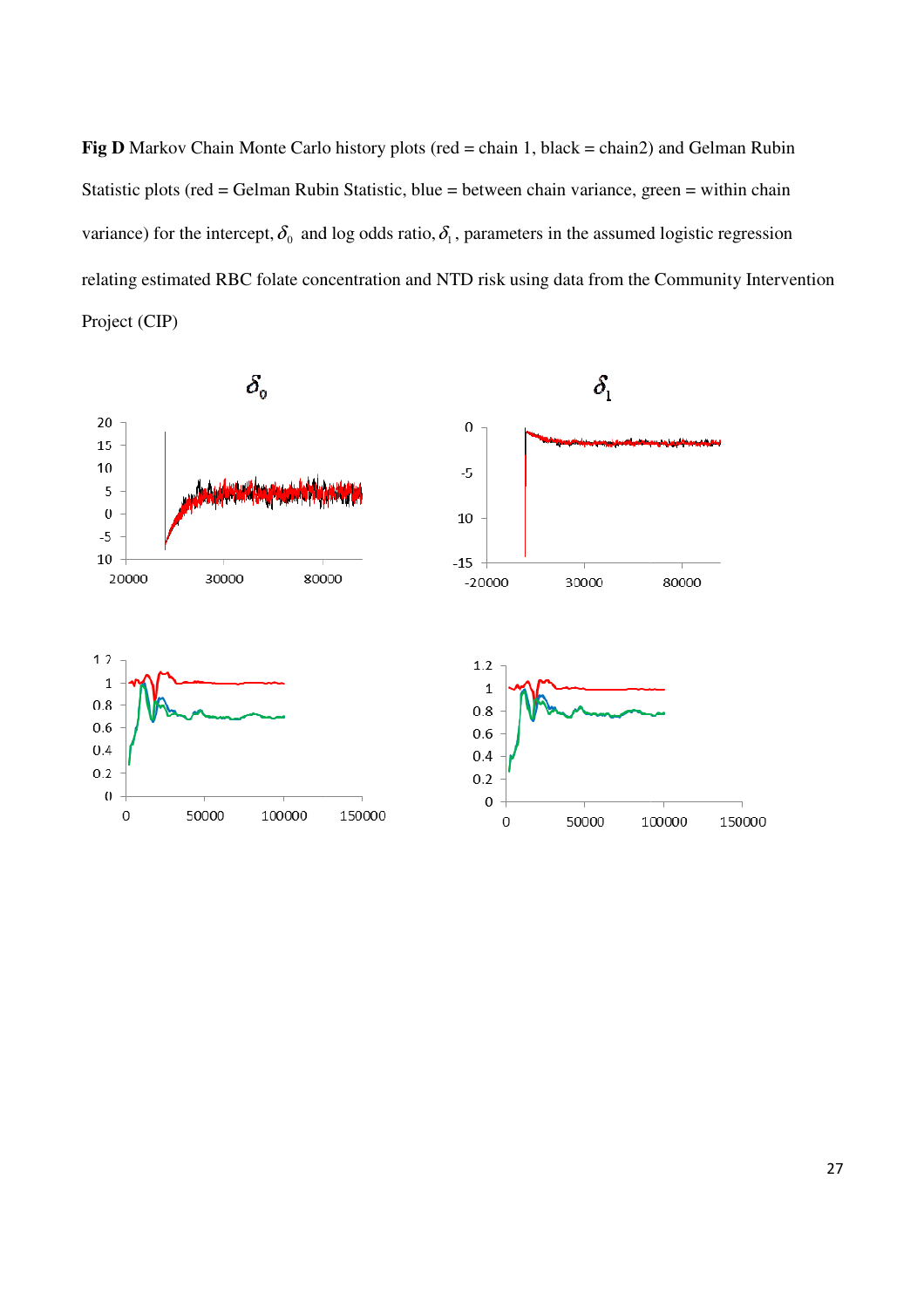**Fig D** Markov Chain Monte Carlo history plots (red = chain 1, black = chain2) and Gelman Rubin Statistic plots (red = Gelman Rubin Statistic, blue = between chain variance, green = within chain variance) for the intercept, $\delta_0$ and log odds ratio, $\delta_1$, parameters in the assumed logistic regression relating estimated RBC folate concentration and NTD risk using data from the Community Intervention Project (CIP)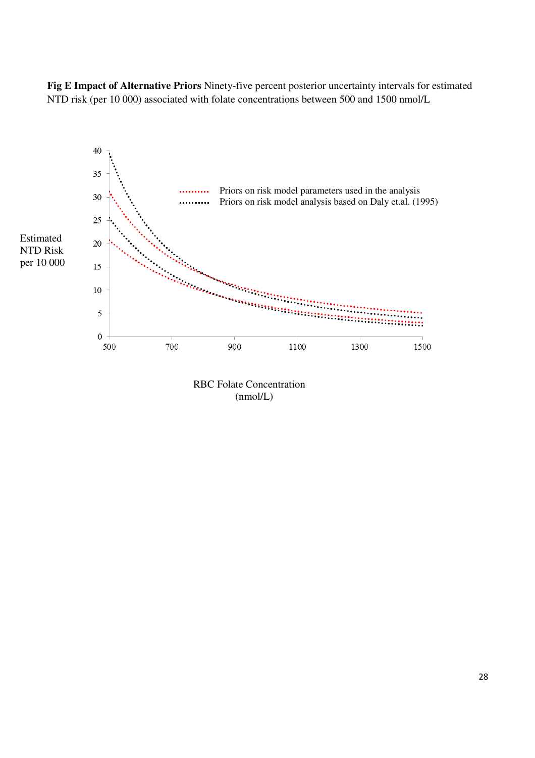**Fig E Impact of Alternative Priors** Ninety-five percent posterior uncertainty intervals for estimated NTD risk (per 10 000) associated with folate concentrations between 500 and 1500 nmol/L

Estimated NTD Risk per 10 000

Priors on risk model parameters used in the analysis

Priors on risk model analysis based on Daly et.al. (1995)

RBC Folate Concentration (nmol/L)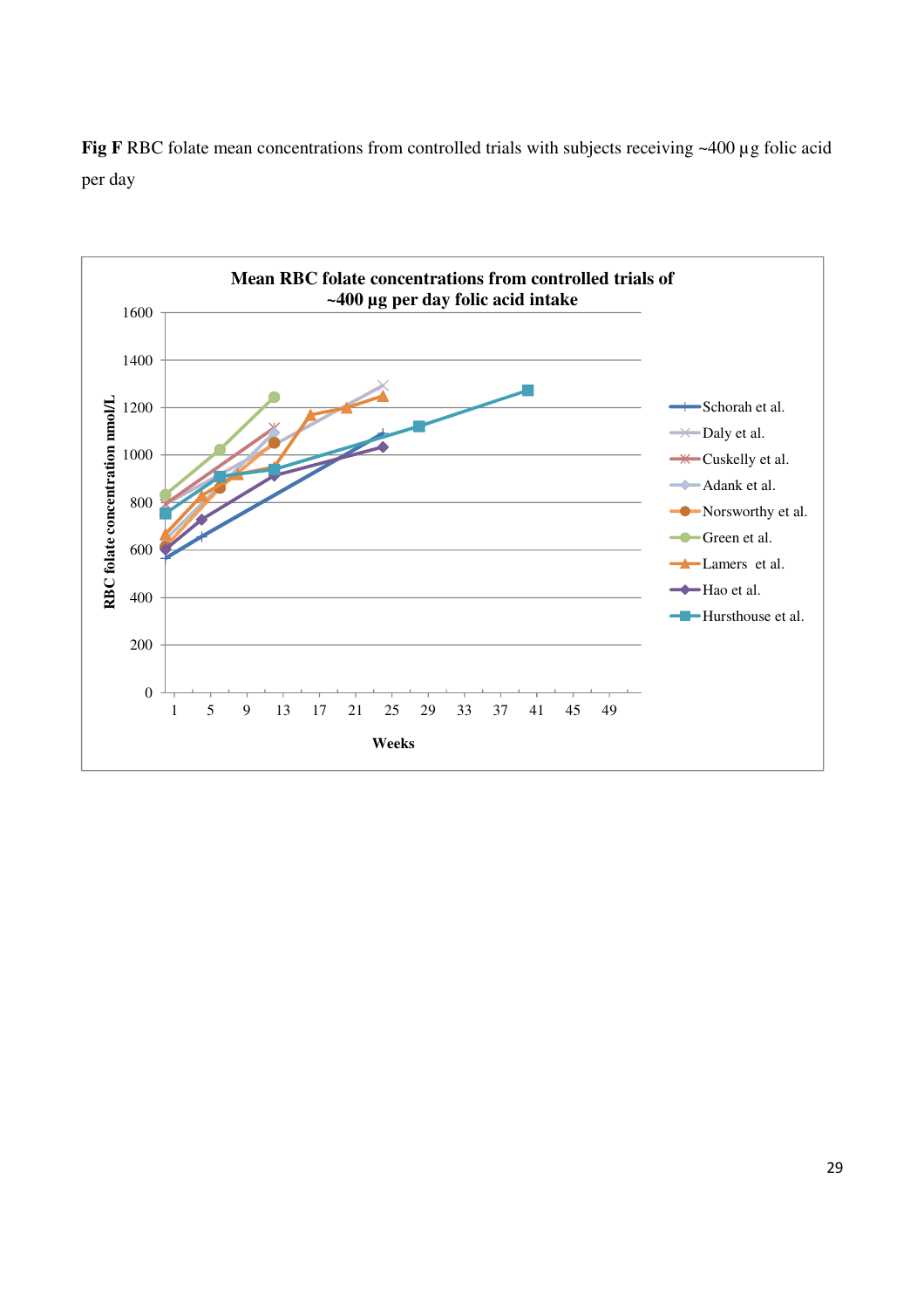**Fig F** RBC folate mean concentrations from controlled trials with subjects receiving ~400 µg folic acid per day

Mean RBC folate concentrations from controlled trials of ~400 µg per day folic acid intake

RBC folate concentration nmol/L

1600
1400
1200
1000
800
600
400
200
0

1 5 9 13 17 21 25 29 33 37 41 45 49

Weeks

Schorah et al.
Daly et al.
Cuskelly et al.
Adank et al.
Norsworthy et al.
Green et al.
Lamers et al.
Hao et al.
Hursthouse et al.